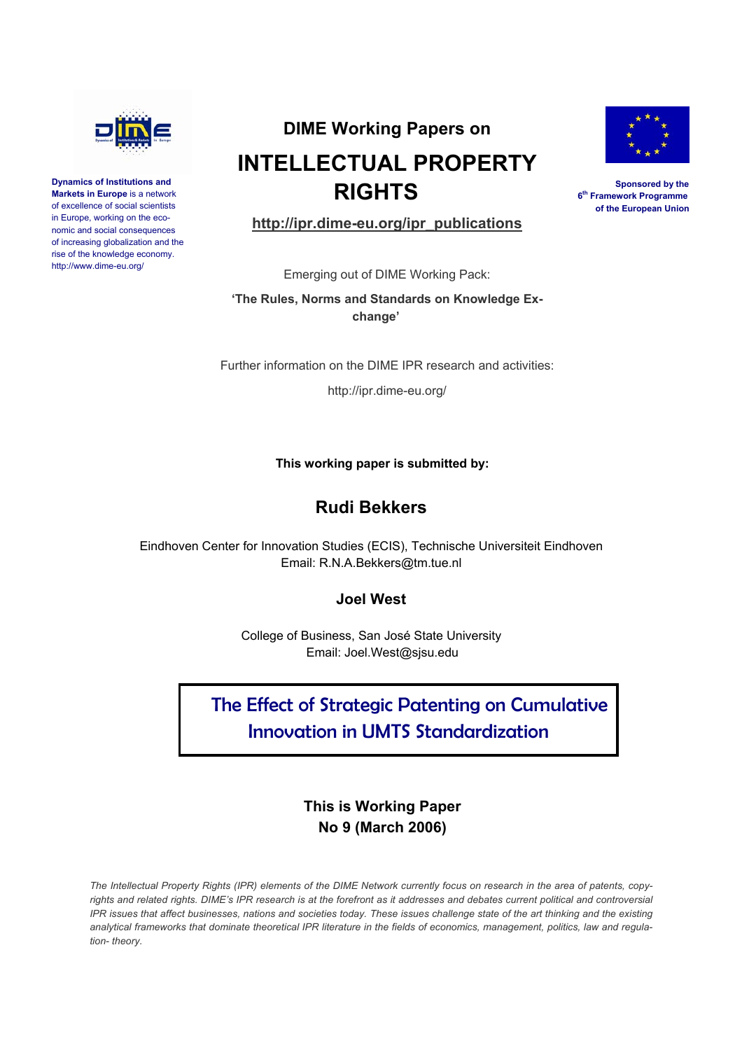**Dynamics of Institutions and Markets in Europe** is a network of excellence of social scientists in Europe, working on the economic and social consequences of increasing globalization and the rise of the knowledge economy. http://www.dime-eu.org/

# DIME Working Papers on

# INTELLECTUAL PROPERTY RIGHTS

**http://ipr.dime-eu.org/ipr_publications**

**Sponsored by the 6th Framework Programme of the European Union**

Emerging out of DIME Working Pack:

**'The Rules, Norms and Standards on Knowledge Exchange'**

Further information on the DIME IPR research and activities:

http://ipr.dime-eu.org/

**This working paper is submitted by:**

## Rudi Bekkers

Eindhoven Center for Innovation Studies (ECIS), Technische Universiteit Eindhoven
Email: R.N.A.Bekkers@tm.tue.nl

### Joel West

College of Business, San José State University
Email: Joel.West@sjsu.edu

# The Effect of Strategic Patenting on Cumulative Innovation in UMTS Standardization

**This is Working Paper**
**No 9 (March 2006)**

*The Intellectual Property Rights (IPR) elements of the DIME Network currently focus on research in the area of patents, copyrights and related rights. DIME's IPR research is at the forefront as it addresses and debates current political and controversial IPR issues that affect businesses, nations and societies today. These issues challenge state of the art thinking and the existing analytical frameworks that dominate theoretical IPR literature in the fields of economics, management, politics, law and regulation- theory.*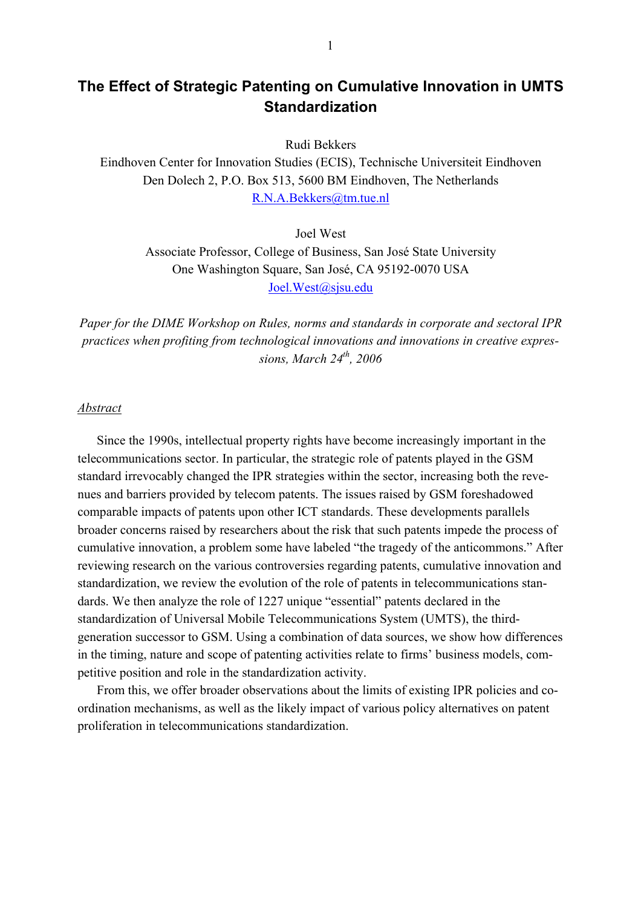# The Effect of Strategic Patenting on Cumulative Innovation in UMTS Standardization

Rudi Bekkers
Eindhoven Center for Innovation Studies (ECIS), Technische Universiteit Eindhoven
Den Dolech 2, P.O. Box 513, 5600 BM Eindhoven, The Netherlands
R.N.A.Bekkers@tm.tue.nl

Joel West
Associate Professor, College of Business, San José State University
One Washington Square, San José, CA 95192-0070 USA
Joel.West@sjsu.edu

*Paper for the DIME Workshop on Rules, norms and standards in corporate and sectoral IPR practices when profiting from technological innovations and innovations in creative expressions, March 24th, 2006*

## *Abstract*

Since the 1990s, intellectual property rights have become increasingly important in the telecommunications sector. In particular, the strategic role of patents played in the GSM standard irrevocably changed the IPR strategies within the sector, increasing both the revenues and barriers provided by telecom patents. The issues raised by GSM foreshadowed comparable impacts of patents upon other ICT standards. These developments parallels broader concerns raised by researchers about the risk that such patents impede the process of cumulative innovation, a problem some have labeled "the tragedy of the anticommons." After reviewing research on the various controversies regarding patents, cumulative innovation and standardization, we review the evolution of the role of patents in telecommunications standards. We then analyze the role of 1227 unique "essential" patents declared in the standardization of Universal Mobile Telecommunications System (UMTS), the third-generation successor to GSM. Using a combination of data sources, we show how differences in the timing, nature and scope of patenting activities relate to firms' business models, competitive position and role in the standardization activity.

From this, we offer broader observations about the limits of existing IPR policies and coordination mechanisms, as well as the likely impact of various policy alternatives on patent proliferation in telecommunications standardization.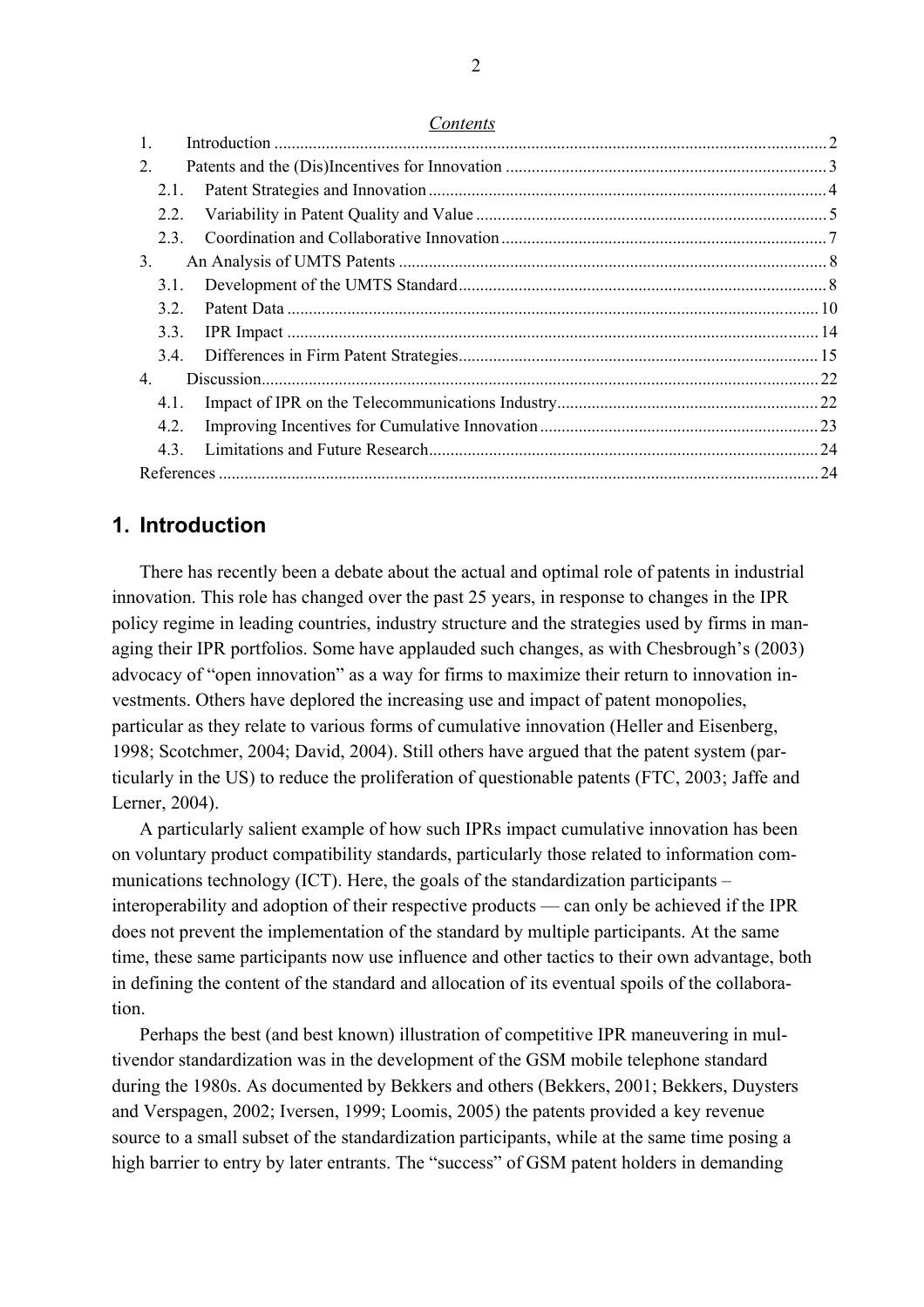*Contents*

1. Introduction ... 2
2. Patents and the (Dis)Incentives for Innovation ... 3
   - 2.1. Patent Strategies and Innovation ... 4
   - 2.2. Variability in Patent Quality and Value ... 5
   - 2.3. Coordination and Collaborative Innovation ... 7
3. An Analysis of UMTS Patents ... 8
   - 3.1. Development of the UMTS Standard ... 8
   - 3.2. Patent Data ... 10
   - 3.3. IPR Impact ... 14
   - 3.4. Differences in Firm Patent Strategies ... 15
4. Discussion ... 22
   - 4.1. Impact of IPR on the Telecommunications Industry ... 22
   - 4.2. Improving Incentives for Cumulative Innovation ... 23
   - 4.3. Limitations and Future Research ... 24

References ... 24

## 1. Introduction

There has recently been a debate about the actual and optimal role of patents in industrial innovation. This role has changed over the past 25 years, in response to changes in the IPR policy regime in leading countries, industry structure and the strategies used by firms in managing their IPR portfolios. Some have applauded such changes, as with Chesbrough's (2003) advocacy of "open innovation" as a way for firms to maximize their return to innovation investments. Others have deplored the increasing use and impact of patent monopolies, particular as they relate to various forms of cumulative innovation (Heller and Eisenberg, 1998; Scotchmer, 2004; David, 2004). Still others have argued that the patent system (particularly in the US) to reduce the proliferation of questionable patents (FTC, 2003; Jaffe and Lerner, 2004).

A particularly salient example of how such IPRs impact cumulative innovation has been on voluntary product compatibility standards, particularly those related to information communications technology (ICT). Here, the goals of the standardization participants – interoperability and adoption of their respective products — can only be achieved if the IPR does not prevent the implementation of the standard by multiple participants. At the same time, these same participants now use influence and other tactics to their own advantage, both in defining the content of the standard and allocation of its eventual spoils of the collaboration.

Perhaps the best (and best known) illustration of competitive IPR maneuvering in multivendor standardization was in the development of the GSM mobile telephone standard during the 1980s. As documented by Bekkers and others (Bekkers, 2001; Bekkers, Duysters and Verspagen, 2002; Iversen, 1999; Loomis, 2005) the patents provided a key revenue source to a small subset of the standardization participants, while at the same time posing a high barrier to entry by later entrants. The "success" of GSM patent holders in demanding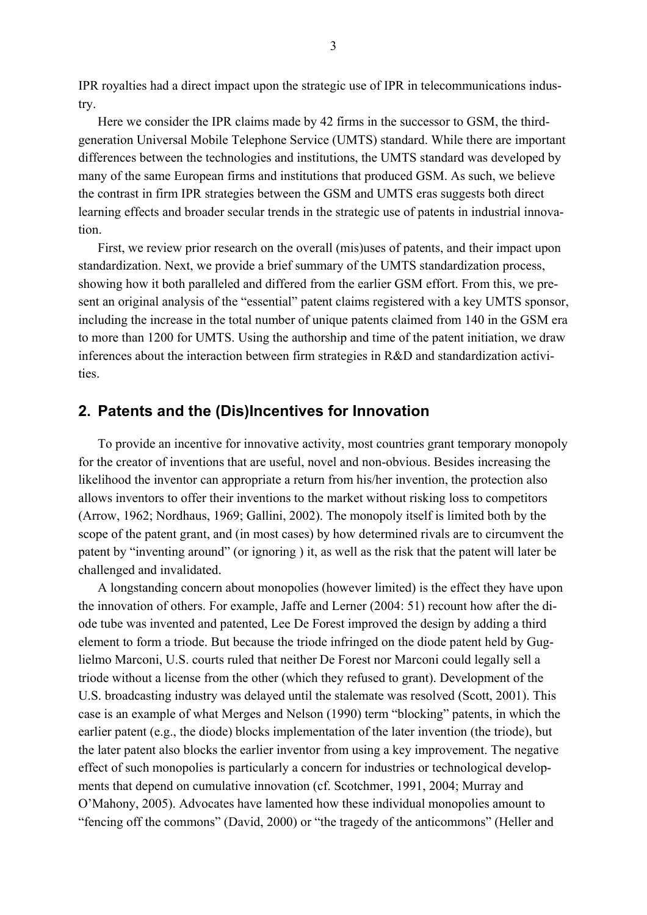IPR royalties had a direct impact upon the strategic use of IPR in telecommunications industry.

Here we consider the IPR claims made by 42 firms in the successor to GSM, the third-generation Universal Mobile Telephone Service (UMTS) standard. While there are important differences between the technologies and institutions, the UMTS standard was developed by many of the same European firms and institutions that produced GSM. As such, we believe the contrast in firm IPR strategies between the GSM and UMTS eras suggests both direct learning effects and broader secular trends in the strategic use of patents in industrial innovation.

First, we review prior research on the overall (mis)uses of patents, and their impact upon standardization. Next, we provide a brief summary of the UMTS standardization process, showing how it both paralleled and differed from the earlier GSM effort. From this, we present an original analysis of the "essential" patent claims registered with a key UMTS sponsor, including the increase in the total number of unique patents claimed from 140 in the GSM era to more than 1200 for UMTS. Using the authorship and time of the patent initiation, we draw inferences about the interaction between firm strategies in R&D and standardization activities.

## 2. Patents and the (Dis)Incentives for Innovation

To provide an incentive for innovative activity, most countries grant temporary monopoly for the creator of inventions that are useful, novel and non-obvious. Besides increasing the likelihood the inventor can appropriate a return from his/her invention, the protection also allows inventors to offer their inventions to the market without risking loss to competitors (Arrow, 1962; Nordhaus, 1969; Gallini, 2002). The monopoly itself is limited both by the scope of the patent grant, and (in most cases) by how determined rivals are to circumvent the patent by "inventing around" (or ignoring ) it, as well as the risk that the patent will later be challenged and invalidated.

A longstanding concern about monopolies (however limited) is the effect they have upon the innovation of others. For example, Jaffe and Lerner (2004: 51) recount how after the diode tube was invented and patented, Lee De Forest improved the design by adding a third element to form a triode. But because the triode infringed on the diode patent held by Guglielmo Marconi, U.S. courts ruled that neither De Forest nor Marconi could legally sell a triode without a license from the other (which they refused to grant). Development of the U.S. broadcasting industry was delayed until the stalemate was resolved (Scott, 2001). This case is an example of what Merges and Nelson (1990) term "blocking" patents, in which the earlier patent (e.g., the diode) blocks implementation of the later invention (the triode), but the later patent also blocks the earlier inventor from using a key improvement. The negative effect of such monopolies is particularly a concern for industries or technological developments that depend on cumulative innovation (cf. Scotchmer, 1991, 2004; Murray and O'Mahony, 2005). Advocates have lamented how these individual monopolies amount to "fencing off the commons" (David, 2000) or "the tragedy of the anticommons" (Heller and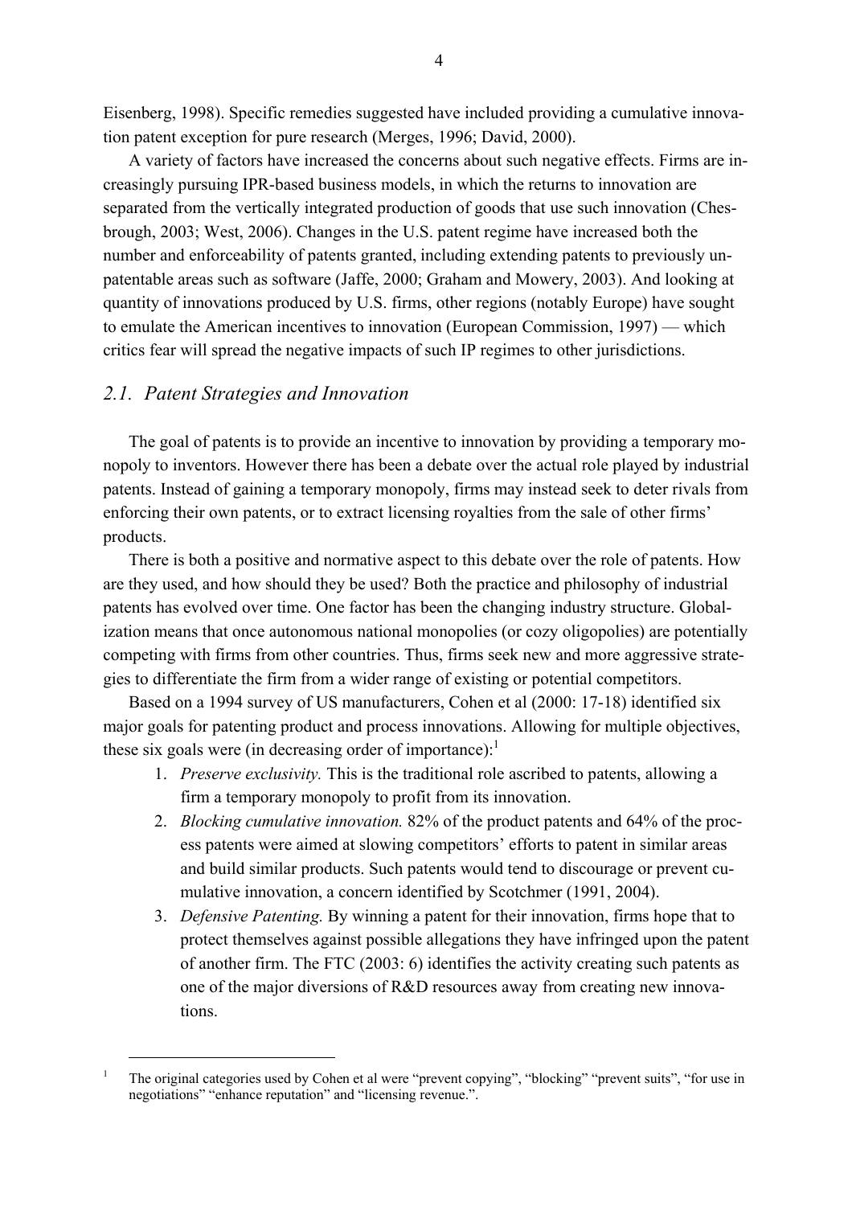Eisenberg, 1998). Specific remedies suggested have included providing a cumulative innovation patent exception for pure research (Merges, 1996; David, 2000).

A variety of factors have increased the concerns about such negative effects. Firms are increasingly pursuing IPR-based business models, in which the returns to innovation are separated from the vertically integrated production of goods that use such innovation (Chesbrough, 2003; West, 2006). Changes in the U.S. patent regime have increased both the number and enforceability of patents granted, including extending patents to previously unpatentable areas such as software (Jaffe, 2000; Graham and Mowery, 2003). And looking at quantity of innovations produced by U.S. firms, other regions (notably Europe) have sought to emulate the American incentives to innovation (European Commission, 1997) — which critics fear will spread the negative impacts of such IP regimes to other jurisdictions.

## *2.1. Patent Strategies and Innovation*

The goal of patents is to provide an incentive to innovation by providing a temporary monopoly to inventors. However there has been a debate over the actual role played by industrial patents. Instead of gaining a temporary monopoly, firms may instead seek to deter rivals from enforcing their own patents, or to extract licensing royalties from the sale of other firms' products.

There is both a positive and normative aspect to this debate over the role of patents. How are they used, and how should they be used? Both the practice and philosophy of industrial patents has evolved over time. One factor has been the changing industry structure. Globalization means that once autonomous national monopolies (or cozy oligopolies) are potentially competing with firms from other countries. Thus, firms seek new and more aggressive strategies to differentiate the firm from a wider range of existing or potential competitors.

Based on a 1994 survey of US manufacturers, Cohen et al (2000: 17-18) identified six major goals for patenting product and process innovations. Allowing for multiple objectives, these six goals were (in decreasing order of importance):[1]

1. *Preserve exclusivity.* This is the traditional role ascribed to patents, allowing a firm a temporary monopoly to profit from its innovation.
2. *Blocking cumulative innovation.* 82% of the product patents and 64% of the process patents were aimed at slowing competitors' efforts to patent in similar areas and build similar products. Such patents would tend to discourage or prevent cumulative innovation, a concern identified by Scotchmer (1991, 2004).
3. *Defensive Patenting.* By winning a patent for their innovation, firms hope that to protect themselves against possible allegations they have infringed upon the patent of another firm. The FTC (2003: 6) identifies the activity creating such patents as one of the major diversions of R&D resources away from creating new innovations.

---

[1] The original categories used by Cohen et al were "prevent copying", "blocking" "prevent suits", "for use in negotiations" "enhance reputation" and "licensing revenue.".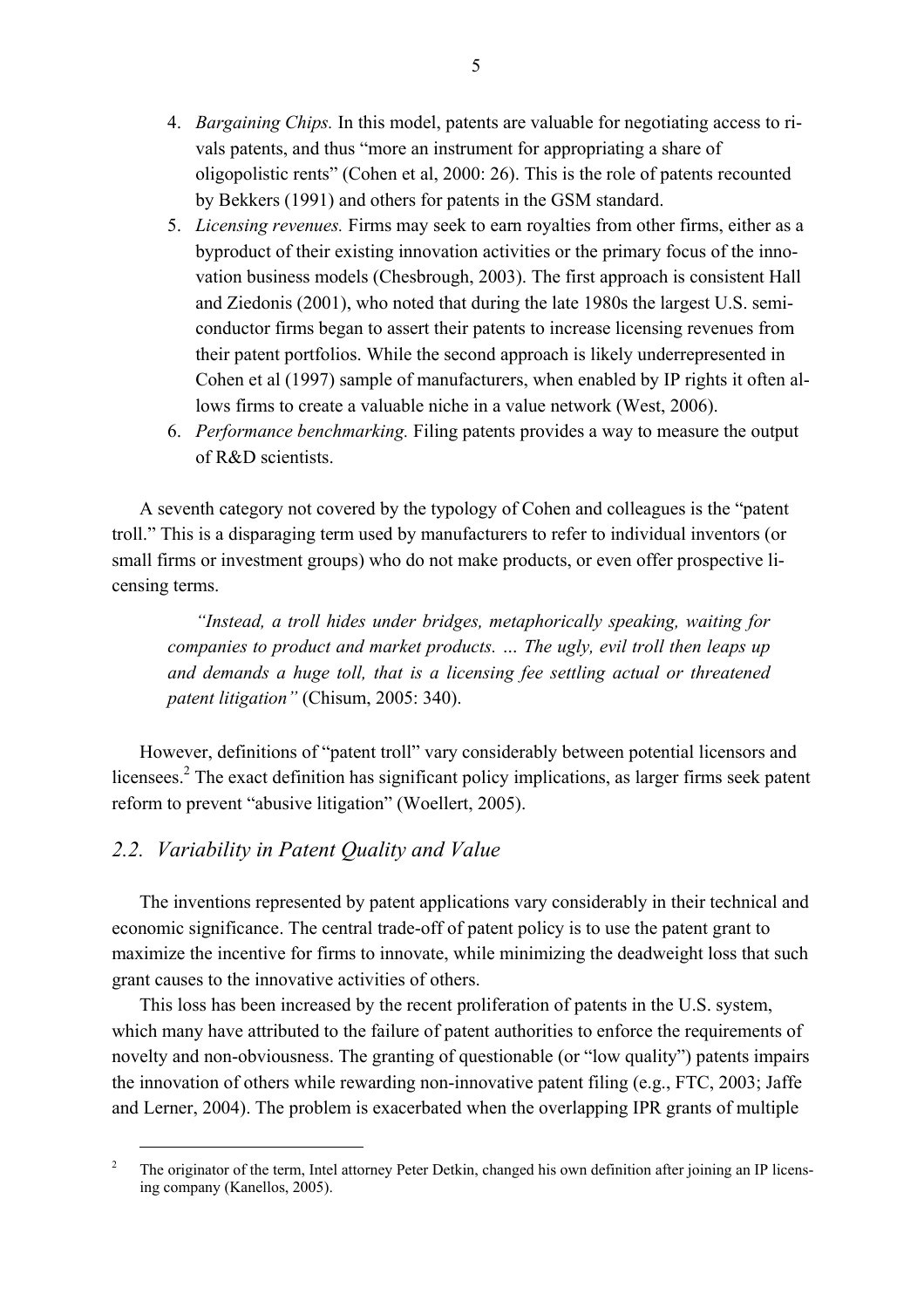4. *Bargaining Chips.* In this model, patents are valuable for negotiating access to rivals patents, and thus "more an instrument for appropriating a share of oligopolistic rents" (Cohen et al, 2000: 26). This is the role of patents recounted by Bekkers (1991) and others for patents in the GSM standard.
5. *Licensing revenues.* Firms may seek to earn royalties from other firms, either as a byproduct of their existing innovation activities or the primary focus of the innovation business models (Chesbrough, 2003). The first approach is consistent Hall and Ziedonis (2001), who noted that during the late 1980s the largest U.S. semiconductor firms began to assert their patents to increase licensing revenues from their patent portfolios. While the second approach is likely underrepresented in Cohen et al (1997) sample of manufacturers, when enabled by IP rights it often allows firms to create a valuable niche in a value network (West, 2006).
6. *Performance benchmarking.* Filing patents provides a way to measure the output of R&D scientists.

A seventh category not covered by the typology of Cohen and colleagues is the "patent troll." This is a disparaging term used by manufacturers to refer to individual inventors (or small firms or investment groups) who do not make products, or even offer prospective licensing terms.

> *"Instead, a troll hides under bridges, metaphorically speaking, waiting for companies to product and market products. … The ugly, evil troll then leaps up and demands a huge toll, that is a licensing fee settling actual or threatened patent litigation"* (Chisum, 2005: 340).

However, definitions of "patent troll" vary considerably between potential licensors and licensees.[2] The exact definition has significant policy implications, as larger firms seek patent reform to prevent "abusive litigation" (Woellert, 2005).

## *2.2. Variability in Patent Quality and Value*

The inventions represented by patent applications vary considerably in their technical and economic significance. The central trade-off of patent policy is to use the patent grant to maximize the incentive for firms to innovate, while minimizing the deadweight loss that such grant causes to the innovative activities of others.

This loss has been increased by the recent proliferation of patents in the U.S. system, which many have attributed to the failure of patent authorities to enforce the requirements of novelty and non-obviousness. The granting of questionable (or "low quality") patents impairs the innovation of others while rewarding non-innovative patent filing (e.g., FTC, 2003; Jaffe and Lerner, 2004). The problem is exacerbated when the overlapping IPR grants of multiple

---

[2] The originator of the term, Intel attorney Peter Detkin, changed his own definition after joining an IP licensing company (Kanellos, 2005).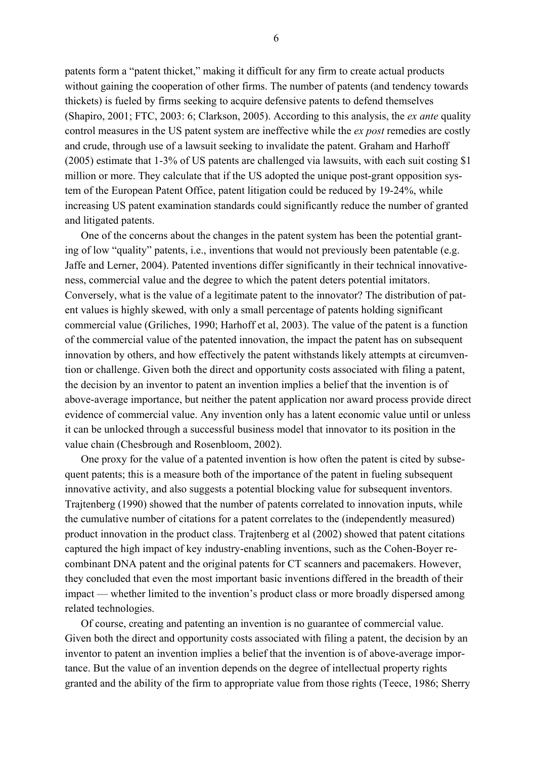patents form a "patent thicket," making it difficult for any firm to create actual products without gaining the cooperation of other firms. The number of patents (and tendency towards thickets) is fueled by firms seeking to acquire defensive patents to defend themselves (Shapiro, 2001; FTC, 2003: 6; Clarkson, 2005). According to this analysis, the *ex ante* quality control measures in the US patent system are ineffective while the *ex post* remedies are costly and crude, through use of a lawsuit seeking to invalidate the patent. Graham and Harhoff (2005) estimate that 1-3% of US patents are challenged via lawsuits, with each suit costing $1 million or more. They calculate that if the US adopted the unique post-grant opposition system of the European Patent Office, patent litigation could be reduced by 19-24%, while increasing US patent examination standards could significantly reduce the number of granted and litigated patents.

One of the concerns about the changes in the patent system has been the potential granting of low "quality" patents, i.e., inventions that would not previously been patentable (e.g. Jaffe and Lerner, 2004). Patented inventions differ significantly in their technical innovativeness, commercial value and the degree to which the patent deters potential imitators. Conversely, what is the value of a legitimate patent to the innovator? The distribution of patent values is highly skewed, with only a small percentage of patents holding significant commercial value (Griliches, 1990; Harhoff et al, 2003). The value of the patent is a function of the commercial value of the patented innovation, the impact the patent has on subsequent innovation by others, and how effectively the patent withstands likely attempts at circumvention or challenge. Given both the direct and opportunity costs associated with filing a patent, the decision by an inventor to patent an invention implies a belief that the invention is of above-average importance, but neither the patent application nor award process provide direct evidence of commercial value. Any invention only has a latent economic value until or unless it can be unlocked through a successful business model that innovator to its position in the value chain (Chesbrough and Rosenbloom, 2002).

One proxy for the value of a patented invention is how often the patent is cited by subsequent patents; this is a measure both of the importance of the patent in fueling subsequent innovative activity, and also suggests a potential blocking value for subsequent inventors. Trajtenberg (1990) showed that the number of patents correlated to innovation inputs, while the cumulative number of citations for a patent correlates to the (independently measured) product innovation in the product class. Trajtenberg et al (2002) showed that patent citations captured the high impact of key industry-enabling inventions, such as the Cohen-Boyer recombinant DNA patent and the original patents for CT scanners and pacemakers. However, they concluded that even the most important basic inventions differed in the breadth of their impact — whether limited to the invention's product class or more broadly dispersed among related technologies.

Of course, creating and patenting an invention is no guarantee of commercial value. Given both the direct and opportunity costs associated with filing a patent, the decision by an inventor to patent an invention implies a belief that the invention is of above-average importance. But the value of an invention depends on the degree of intellectual property rights granted and the ability of the firm to appropriate value from those rights (Teece, 1986; Sherry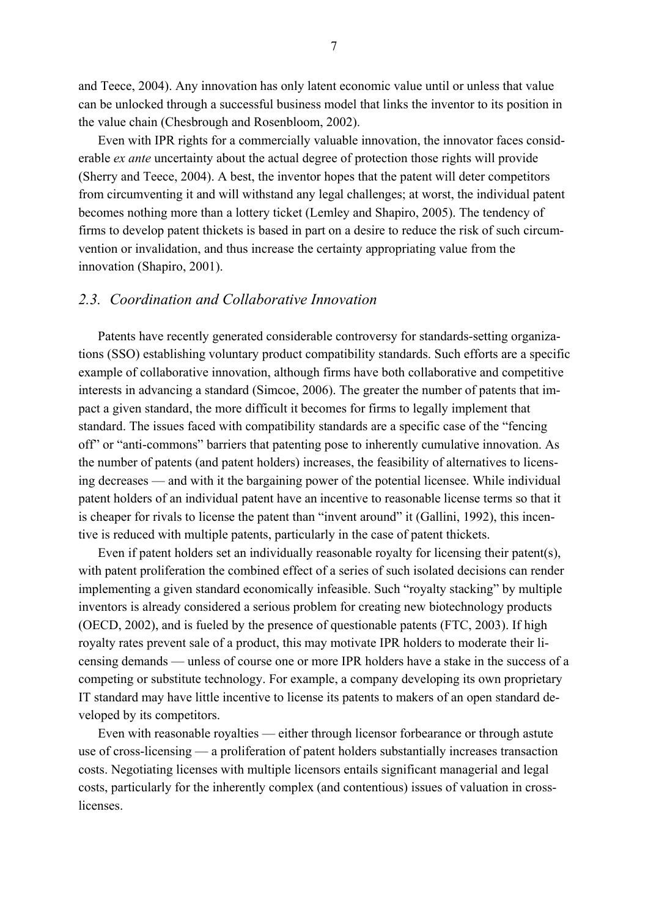and Teece, 2004). Any innovation has only latent economic value until or unless that value can be unlocked through a successful business model that links the inventor to its position in the value chain (Chesbrough and Rosenbloom, 2002).

Even with IPR rights for a commercially valuable innovation, the innovator faces considerable *ex ante* uncertainty about the actual degree of protection those rights will provide (Sherry and Teece, 2004). A best, the inventor hopes that the patent will deter competitors from circumventing it and will withstand any legal challenges; at worst, the individual patent becomes nothing more than a lottery ticket (Lemley and Shapiro, 2005). The tendency of firms to develop patent thickets is based in part on a desire to reduce the risk of such circumvention or invalidation, and thus increase the certainty appropriating value from the innovation (Shapiro, 2001).

## *2.3. Coordination and Collaborative Innovation*

Patents have recently generated considerable controversy for standards-setting organizations (SSO) establishing voluntary product compatibility standards. Such efforts are a specific example of collaborative innovation, although firms have both collaborative and competitive interests in advancing a standard (Simcoe, 2006). The greater the number of patents that impact a given standard, the more difficult it becomes for firms to legally implement that standard. The issues faced with compatibility standards are a specific case of the "fencing off" or "anti-commons" barriers that patenting pose to inherently cumulative innovation. As the number of patents (and patent holders) increases, the feasibility of alternatives to licensing decreases — and with it the bargaining power of the potential licensee. While individual patent holders of an individual patent have an incentive to reasonable license terms so that it is cheaper for rivals to license the patent than "invent around" it (Gallini, 1992), this incentive is reduced with multiple patents, particularly in the case of patent thickets.

Even if patent holders set an individually reasonable royalty for licensing their patent(s), with patent proliferation the combined effect of a series of such isolated decisions can render implementing a given standard economically infeasible. Such "royalty stacking" by multiple inventors is already considered a serious problem for creating new biotechnology products (OECD, 2002), and is fueled by the presence of questionable patents (FTC, 2003). If high royalty rates prevent sale of a product, this may motivate IPR holders to moderate their licensing demands — unless of course one or more IPR holders have a stake in the success of a competing or substitute technology. For example, a company developing its own proprietary IT standard may have little incentive to license its patents to makers of an open standard developed by its competitors.

Even with reasonable royalties — either through licensor forbearance or through astute use of cross-licensing — a proliferation of patent holders substantially increases transaction costs. Negotiating licenses with multiple licensors entails significant managerial and legal costs, particularly for the inherently complex (and contentious) issues of valuation in cross-licenses.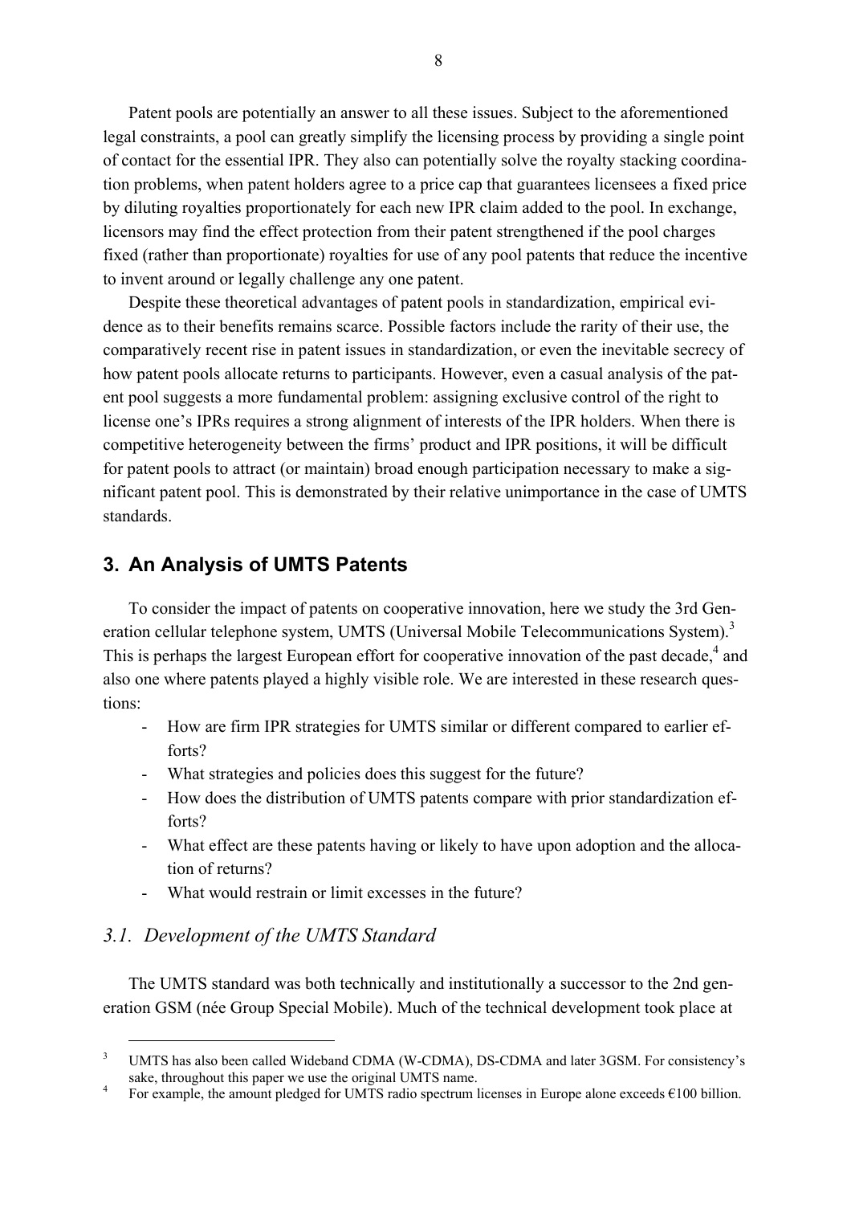Patent pools are potentially an answer to all these issues. Subject to the aforementioned legal constraints, a pool can greatly simplify the licensing process by providing a single point of contact for the essential IPR. They also can potentially solve the royalty stacking coordination problems, when patent holders agree to a price cap that guarantees licensees a fixed price by diluting royalties proportionately for each new IPR claim added to the pool. In exchange, licensors may find the effect protection from their patent strengthened if the pool charges fixed (rather than proportionate) royalties for use of any pool patents that reduce the incentive to invent around or legally challenge any one patent.

Despite these theoretical advantages of patent pools in standardization, empirical evidence as to their benefits remains scarce. Possible factors include the rarity of their use, the comparatively recent rise in patent issues in standardization, or even the inevitable secrecy of how patent pools allocate returns to participants. However, even a casual analysis of the patent pool suggests a more fundamental problem: assigning exclusive control of the right to license one's IPRs requires a strong alignment of interests of the IPR holders. When there is competitive heterogeneity between the firms' product and IPR positions, it will be difficult for patent pools to attract (or maintain) broad enough participation necessary to make a significant patent pool. This is demonstrated by their relative unimportance in the case of UMTS standards.

## 3. An Analysis of UMTS Patents

To consider the impact of patents on cooperative innovation, here we study the 3rd Generation cellular telephone system, UMTS (Universal Mobile Telecommunications System).[3] This is perhaps the largest European effort for cooperative innovation of the past decade,[4] and also one where patents played a highly visible role. We are interested in these research questions:

- How are firm IPR strategies for UMTS similar or different compared to earlier efforts?
- What strategies and policies does this suggest for the future?
- How does the distribution of UMTS patents compare with prior standardization efforts?
- What effect are these patents having or likely to have upon adoption and the allocation of returns?
- What would restrain or limit excesses in the future?

### *3.1. Development of the UMTS Standard*

The UMTS standard was both technically and institutionally a successor to the 2nd generation GSM (née Group Special Mobile). Much of the technical development took place at

---

[3] UMTS has also been called Wideband CDMA (W-CDMA), DS-CDMA and later 3GSM. For consistency's sake, throughout this paper we use the original UMTS name.

[4] For example, the amount pledged for UMTS radio spectrum licenses in Europe alone exceeds €100 billion.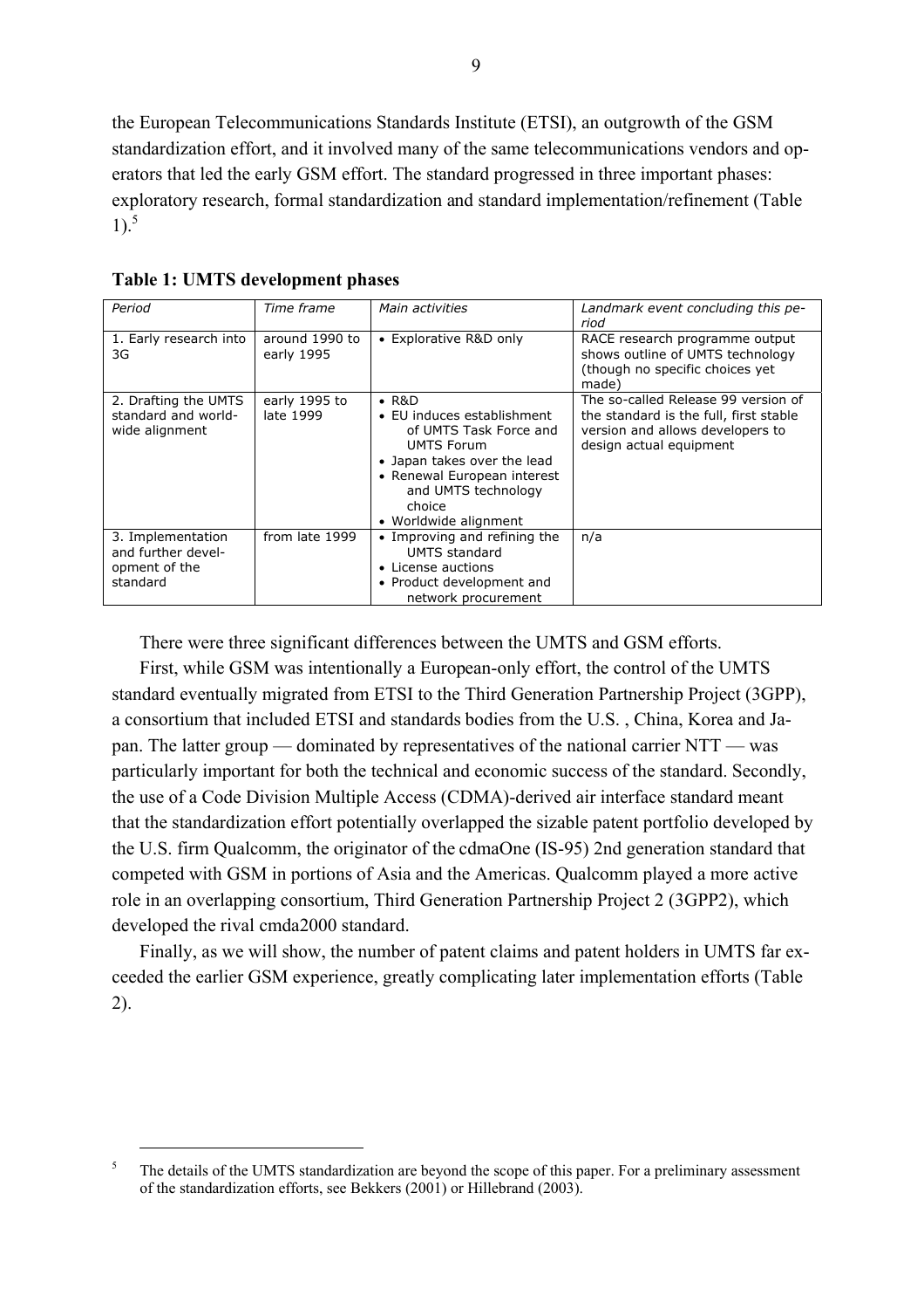the European Telecommunications Standards Institute (ETSI), an outgrowth of the GSM standardization effort, and it involved many of the same telecommunications vendors and operators that led the early GSM effort. The standard progressed in three important phases: exploratory research, formal standardization and standard implementation/refinement (Table 1).[5]

**Table 1: UMTS development phases**

| *Period* | *Time frame* | *Main activities* | *Landmark event concluding this period* |
|---|---|---|---|
| 1. Early research into 3G | around 1990 to early 1995 | • Explorative R&D only | RACE research programme output shows outline of UMTS technology (though no specific choices yet made) |
| 2. Drafting the UMTS standard and world-wide alignment | early 1995 to late 1999 | • R&D<br>• EU induces establishment of UMTS Task Force and UMTS Forum<br>• Japan takes over the lead<br>• Renewal European interest and UMTS technology choice<br>• Worldwide alignment | The so-called Release 99 version of the standard is the full, first stable version and allows developers to design actual equipment |
| 3. Implementation and further development of the standard | from late 1999 | • Improving and refining the UMTS standard<br>• License auctions<br>• Product development and network procurement | n/a |

There were three significant differences between the UMTS and GSM efforts.

First, while GSM was intentionally a European-only effort, the control of the UMTS standard eventually migrated from ETSI to the Third Generation Partnership Project (3GPP), a consortium that included ETSI and standards bodies from the U.S. , China, Korea and Japan. The latter group — dominated by representatives of the national carrier NTT — was particularly important for both the technical and economic success of the standard. Secondly, the use of a Code Division Multiple Access (CDMA)-derived air interface standard meant that the standardization effort potentially overlapped the sizable patent portfolio developed by the U.S. firm Qualcomm, the originator of the cdmaOne (IS-95) 2nd generation standard that competed with GSM in portions of Asia and the Americas. Qualcomm played a more active role in an overlapping consortium, Third Generation Partnership Project 2 (3GPP2), which developed the rival cmda2000 standard.

Finally, as we will show, the number of patent claims and patent holders in UMTS far exceeded the earlier GSM experience, greatly complicating later implementation efforts (Table 2).

[5] The details of the UMTS standardization are beyond the scope of this paper. For a preliminary assessment of the standardization efforts, see Bekkers (2001) or Hillebrand (2003).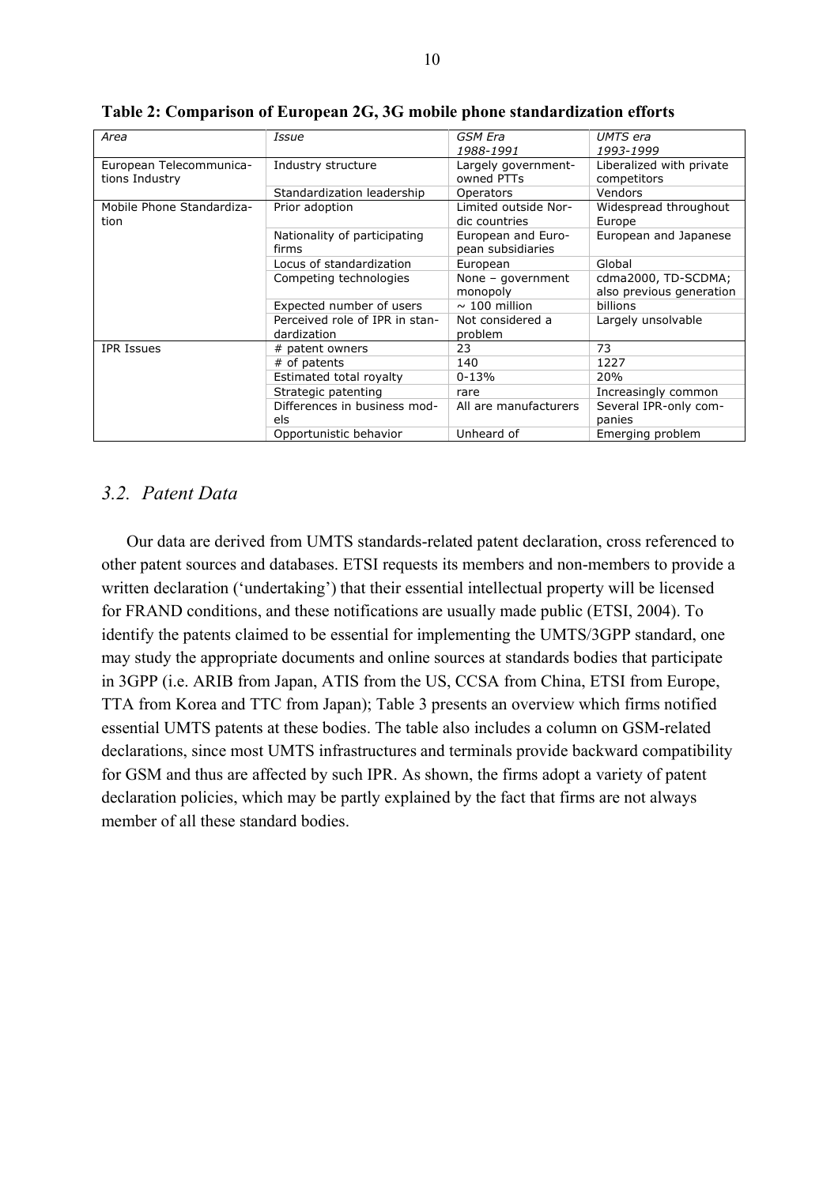**Table 2: Comparison of European 2G, 3G mobile phone standardization efforts**

| *Area* | *Issue* | *GSM Era 1988-1991* | *UMTS era 1993-1999* |
|---|---|---|---|
| European Telecommunications Industry | Industry structure | Largely government-owned PTTs | Liberalized with private competitors |
| | Standardization leadership | Operators | Vendors |
| Mobile Phone Standardization | Prior adoption | Limited outside Nordic countries | Widespread throughout Europe |
| | Nationality of participating firms | European and European subsidiaries | European and Japanese |
| | Locus of standardization | European | Global |
| | Competing technologies | None – government monopoly | cdma2000, TD-SCDMA; also previous generation |
| | Expected number of users | ~ 100 million | billions |
| | Perceived role of IPR in standardization | Not considered a problem | Largely unsolvable |
| IPR Issues | # patent owners | 23 | 73 |
| | # of patents | 140 | 1227 |
| | Estimated total royalty | 0-13% | 20% |
| | Strategic patenting | rare | Increasingly common |
| | Differences in business models | All are manufacturers | Several IPR-only companies |
| | Opportunistic behavior | Unheard of | Emerging problem |

### *3.2. Patent Data*

Our data are derived from UMTS standards-related patent declaration, cross referenced to other patent sources and databases. ETSI requests its members and non-members to provide a written declaration ('undertaking') that their essential intellectual property will be licensed for FRAND conditions, and these notifications are usually made public (ETSI, 2004). To identify the patents claimed to be essential for implementing the UMTS/3GPP standard, one may study the appropriate documents and online sources at standards bodies that participate in 3GPP (i.e. ARIB from Japan, ATIS from the US, CCSA from China, ETSI from Europe, TTA from Korea and TTC from Japan); Table 3 presents an overview which firms notified essential UMTS patents at these bodies. The table also includes a column on GSM-related declarations, since most UMTS infrastructures and terminals provide backward compatibility for GSM and thus are affected by such IPR. As shown, the firms adopt a variety of patent declaration policies, which may be partly explained by the fact that firms are not always member of all these standard bodies.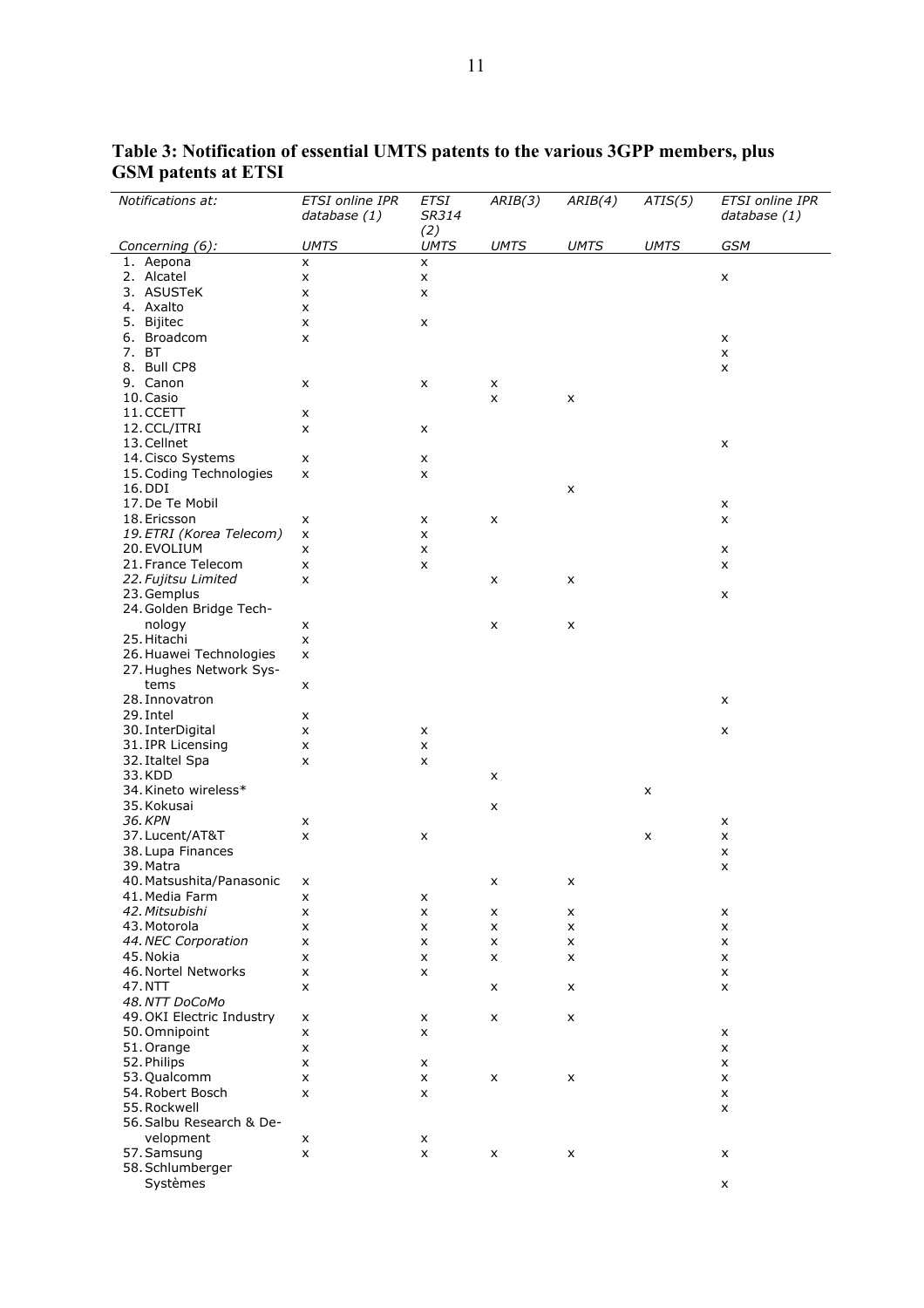**Table 3: Notification of essential UMTS patents to the various 3GPP members, plus GSM patents at ETSI**

| *Notifications at:* | *ETSI online IPR database (1)* | *ETSI SR314 (2)* | *ARIB(3)* | *ARIB(4)* | *ATIS(5)* | *ETSI online IPR database (1)* |
|---|---|---|---|---|---|---|
| *Concerning (6):* | *UMTS* | *UMTS* | *UMTS* | *UMTS* | *UMTS* | *GSM* |
| 1. Aepona | x | x | | | | |
| 2. Alcatel | x | x | | | | x |
| 3. ASUSTeK | x | x | | | | |
| 4. Axalto | x | | | | | |
| 5. Bijitec | x | x | | | | |
| 6. Broadcom | x | | | | | x |
| 7. BT | | | | | | x |
| 8. Bull CP8 | | | | | | x |
| 9. Canon | x | x | x | | | |
| 10. Casio | | | x | x | | |
| 11. CCETT | x | | | | | |
| 12. CCL/ITRI | x | x | | | | |
| 13. Cellnet | | | | | | x |
| 14. Cisco Systems | x | x | | | | |
| 15. Coding Technologies | x | x | | | | |
| 16. DDI | | | | x | | |
| 17. De Te Mobil | | | | | | x |
| 18. Ericsson | x | x | x | | | x |
| *19. ETRI (Korea Telecom)* | x | x | | | | |
| 20. EVOLIUM | x | x | | | | x |
| 21. France Telecom | x | x | | | | x |
| *22. Fujitsu Limited* | x | | x | x | | |
| 23. Gemplus | | | | | | x |
| 24. Golden Bridge Technology | x | | x | x | | |
| 25. Hitachi | x | | | | | |
| 26. Huawei Technologies | x | | | | | |
| 27. Hughes Network Systems | x | | | | | |
| 28. Innovatron | | | | | | x |
| 29. Intel | x | | | | | |
| 30. InterDigital | x | x | | | | x |
| 31. IPR Licensing | x | x | | | | |
| 32. Italtel Spa | x | x | | | | |
| 33. KDD | | | x | | | |
| 34. Kineto wireless* | | | | | x | |
| 35. Kokusai | | | x | | | |
| *36. KPN* | x | | | | | x |
| 37. Lucent/AT&T | x | x | | | x | x |
| 38. Lupa Finances | | | | | | x |
| 39. Matra | | | | | | x |
| 40. Matsushita/Panasonic | x | | x | x | | |
| 41. Media Farm | x | x | | | | |
| *42. Mitsubishi* | x | x | x | x | | x |
| 43. Motorola | x | x | x | x | | x |
| *44. NEC Corporation* | x | x | x | x | | x |
| 45. Nokia | x | x | x | x | | x |
| 46. Nortel Networks | x | x | | | | x |
| 47. NTT | x | | x | x | | x |
| *48. NTT DoCoMo* | | | | | | |
| 49. OKI Electric Industry | x | x | x | x | | |
| 50. Omnipoint | x | x | | | | x |
| 51. Orange | x | | | | | x |
| 52. Philips | x | x | | | | x |
| 53. Qualcomm | x | x | x | x | | x |
| 54. Robert Bosch | x | x | | | | x |
| 55. Rockwell | | | | | | x |
| 56. Salbu Research & Development | x | x | | | | |
| 57. Samsung | x | x | x | x | | x |
| 58. Schlumberger Systèmes | | | | | | x |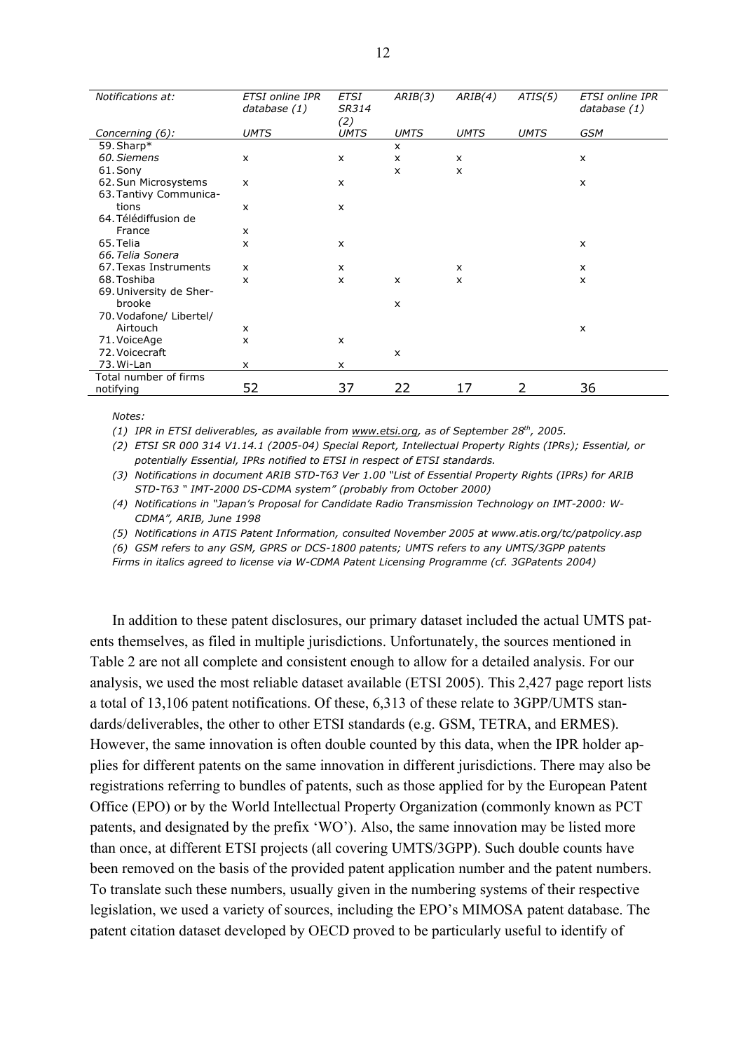| Notifications at: | ETSI online IPR database (1) | ETSI SR314 (2) | ARIB(3) | ARIB(4) | ATIS(5) | ETSI online IPR database (1) |
|---|---|---|---|---|---|---|
| Concerning (6): | UMTS | UMTS | UMTS | UMTS | UMTS | GSM |
| 59. Sharp* | | | x | | | |
| *60. Siemens* | x | x | x | x | | x |
| 61. Sony | | | x | x | | |
| 62. Sun Microsystems | x | x | | | | x |
| 63. Tantivy Communications | x | x | | | | |
| 64. Télédiffusion de France | x | | | | | |
| 65. Telia | x | x | | | | x |
| *66. Telia Sonera* | | | | | | |
| 67. Texas Instruments | x | x | | x | | x |
| 68. Toshiba | x | x | x | x | | x |
| 69. University de Sherbrooke | | | x | | | |
| 70. Vodafone/ Libertel/ Airtouch | x | | | | | x |
| 71. VoiceAge | x | x | | | | |
| 72. Voicecraft | | | x | | | |
| 73. Wi-Lan | x | x | | | | |
| Total number of firms notifying | 52 | 37 | 22 | 17 | 2 | 36 |

*Notes:*

*(1) IPR in ETSI deliverables, as available from www.etsi.org, as of September 28th, 2005.*

*(2) ETSI SR 000 314 V1.14.1 (2005-04) Special Report, Intellectual Property Rights (IPRs); Essential, or potentially Essential, IPRs notified to ETSI in respect of ETSI standards.*

*(3) Notifications in document ARIB STD-T63 Ver 1.00 "List of Essential Property Rights (IPRs) for ARIB STD-T63 " IMT-2000 DS-CDMA system" (probably from October 2000)*

*(4) Notifications in "Japan's Proposal for Candidate Radio Transmission Technology on IMT-2000: W-CDMA", ARIB, June 1998*

*(5) Notifications in ATIS Patent Information, consulted November 2005 at www.atis.org/tc/patpolicy.asp*

*(6) GSM refers to any GSM, GPRS or DCS-1800 patents; UMTS refers to any UMTS/3GPP patents*

*Firms in italics agreed to license via W-CDMA Patent Licensing Programme (cf. 3GPatents 2004)*

In addition to these patent disclosures, our primary dataset included the actual UMTS patents themselves, as filed in multiple jurisdictions. Unfortunately, the sources mentioned in Table 2 are not all complete and consistent enough to allow for a detailed analysis. For our analysis, we used the most reliable dataset available (ETSI 2005). This 2,427 page report lists a total of 13,106 patent notifications. Of these, 6,313 of these relate to 3GPP/UMTS standards/deliverables, the other to other ETSI standards (e.g. GSM, TETRA, and ERMES). However, the same innovation is often double counted by this data, when the IPR holder applies for different patents on the same innovation in different jurisdictions. There may also be registrations referring to bundles of patents, such as those applied for by the European Patent Office (EPO) or by the World Intellectual Property Organization (commonly known as PCT patents, and designated by the prefix 'WO'). Also, the same innovation may be listed more than once, at different ETSI projects (all covering UMTS/3GPP). Such double counts have been removed on the basis of the provided patent application number and the patent numbers. To translate such these numbers, usually given in the numbering systems of their respective legislation, we used a variety of sources, including the EPO's MIMOSA patent database. The patent citation dataset developed by OECD proved to be particularly useful to identify of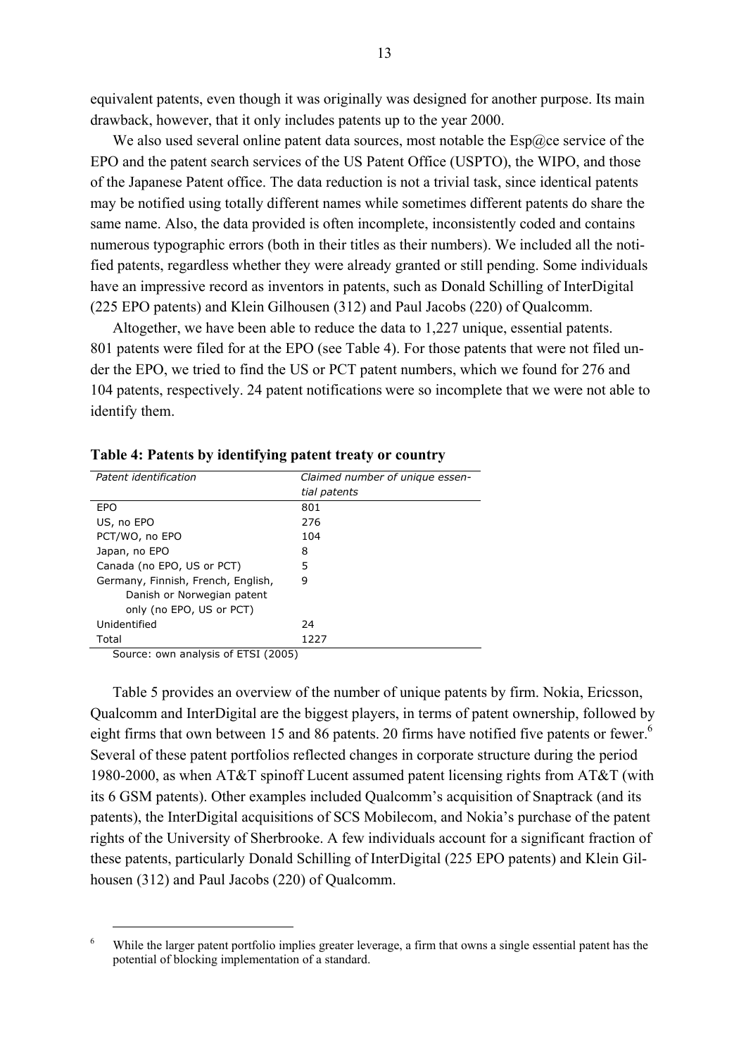equivalent patents, even though it was originally was designed for another purpose. Its main drawback, however, that it only includes patents up to the year 2000.

We also used several online patent data sources, most notable the Esp@ce service of the EPO and the patent search services of the US Patent Office (USPTO), the WIPO, and those of the Japanese Patent office. The data reduction is not a trivial task, since identical patents may be notified using totally different names while sometimes different patents do share the same name. Also, the data provided is often incomplete, inconsistently coded and contains numerous typographic errors (both in their titles as their numbers). We included all the notified patents, regardless whether they were already granted or still pending. Some individuals have an impressive record as inventors in patents, such as Donald Schilling of InterDigital (225 EPO patents) and Klein Gilhousen (312) and Paul Jacobs (220) of Qualcomm.

Altogether, we have been able to reduce the data to 1,227 unique, essential patents. 801 patents were filed for at the EPO (see Table 4). For those patents that were not filed under the EPO, we tried to find the US or PCT patent numbers, which we found for 276 and 104 patents, respectively. 24 patent notifications were so incomplete that we were not able to identify them.

**Table 4: Patents by identifying patent treaty or country**

| *Patent identification* | *Claimed number of unique essential patents* |
|---|---|
| EPO | 801 |
| US, no EPO | 276 |
| PCT/WO, no EPO | 104 |
| Japan, no EPO | 8 |
| Canada (no EPO, US or PCT) | 5 |
| Germany, Finnish, French, English, Danish or Norwegian patent only (no EPO, US or PCT) | 9 |
| Unidentified | 24 |
| Total | 1227 |

Source: own analysis of ETSI (2005)

Table 5 provides an overview of the number of unique patents by firm. Nokia, Ericsson, Qualcomm and InterDigital are the biggest players, in terms of patent ownership, followed by eight firms that own between 15 and 86 patents. 20 firms have notified five patents or fewer.[6] Several of these patent portfolios reflected changes in corporate structure during the period 1980-2000, as when AT&T spinoff Lucent assumed patent licensing rights from AT&T (with its 6 GSM patents). Other examples included Qualcomm's acquisition of Snaptrack (and its patents), the InterDigital acquisitions of SCS Mobilecom, and Nokia's purchase of the patent rights of the University of Sherbrooke. A few individuals account for a significant fraction of these patents, particularly Donald Schilling of InterDigital (225 EPO patents) and Klein Gilhousen (312) and Paul Jacobs (220) of Qualcomm.

[6] While the larger patent portfolio implies greater leverage, a firm that owns a single essential patent has the potential of blocking implementation of a standard.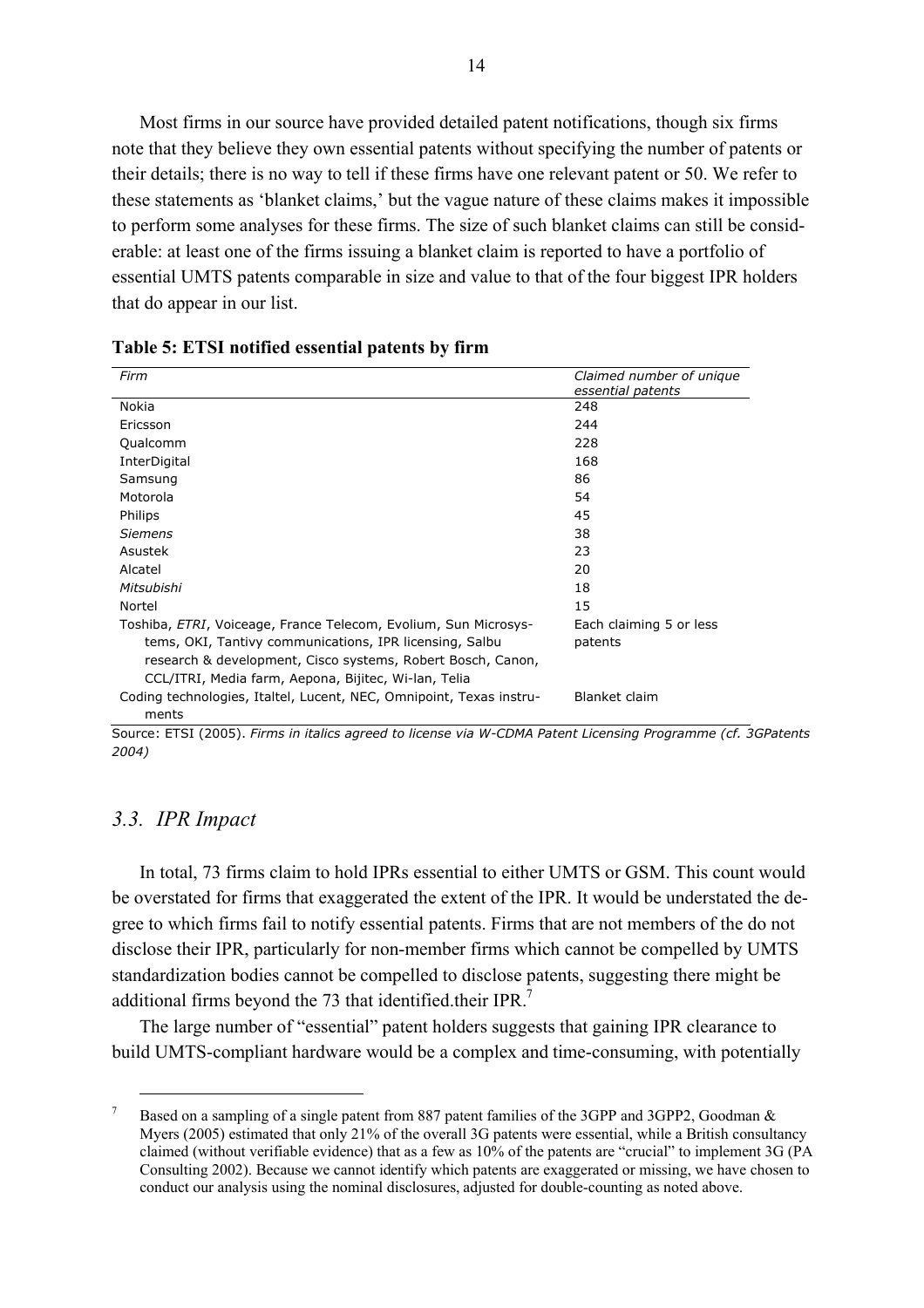Most firms in our source have provided detailed patent notifications, though six firms note that they believe they own essential patents without specifying the number of patents or their details; there is no way to tell if these firms have one relevant patent or 50. We refer to these statements as 'blanket claims,' but the vague nature of these claims makes it impossible to perform some analyses for these firms. The size of such blanket claims can still be considerable: at least one of the firms issuing a blanket claim is reported to have a portfolio of essential UMTS patents comparable in size and value to that of the four biggest IPR holders that do appear in our list.

**Table 5: ETSI notified essential patents by firm**

| *Firm* | *Claimed number of unique essential patents* |
|---|---|
| Nokia | 248 |
| Ericsson | 244 |
| Qualcomm | 228 |
| InterDigital | 168 |
| Samsung | 86 |
| Motorola | 54 |
| Philips | 45 |
| *Siemens* | 38 |
| Asustek | 23 |
| Alcatel | 20 |
| *Mitsubishi* | 18 |
| Nortel | 15 |
| Toshiba, *ETRI*, Voiceage, France Telecom, Evolium, Sun Microsystems, OKI, Tantivy communications, IPR licensing, Salbu research & development, Cisco systems, Robert Bosch, Canon, CCL/ITRI, Media farm, Aepona, Bijitec, Wi-lan, Telia | Each claiming 5 or less patents |
| Coding technologies, Italtel, Lucent, NEC, Omnipoint, Texas instruments | Blanket claim |

Source: ETSI (2005). *Firms in italics agreed to license via W-CDMA Patent Licensing Programme (cf. 3GPatents 2004)*

## *3.3. IPR Impact*

In total, 73 firms claim to hold IPRs essential to either UMTS or GSM. This count would be overstated for firms that exaggerated the extent of the IPR. It would be understated the degree to which firms fail to notify essential patents. Firms that are not members of the do not disclose their IPR, particularly for non-member firms which cannot be compelled by UMTS standardization bodies cannot be compelled to disclose patents, suggesting there might be additional firms beyond the 73 that identified.their IPR.[7]

The large number of "essential" patent holders suggests that gaining IPR clearance to build UMTS-compliant hardware would be a complex and time-consuming, with potentially

[7] Based on a sampling of a single patent from 887 patent families of the 3GPP and 3GPP2, Goodman & Myers (2005) estimated that only 21% of the overall 3G patents were essential, while a British consultancy claimed (without verifiable evidence) that as a few as 10% of the patents are "crucial" to implement 3G (PA Consulting 2002). Because we cannot identify which patents are exaggerated or missing, we have chosen to conduct our analysis using the nominal disclosures, adjusted for double-counting as noted above.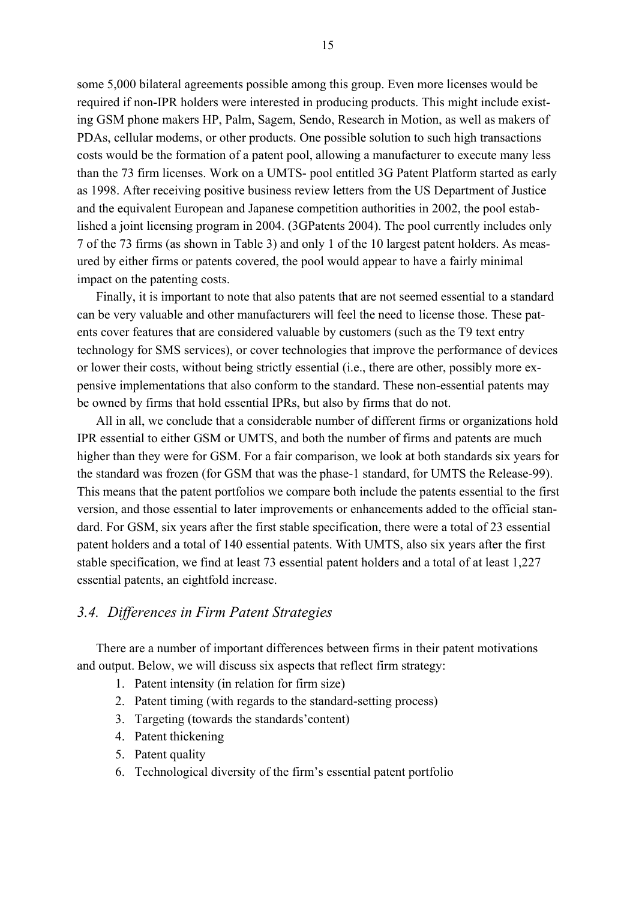some 5,000 bilateral agreements possible among this group. Even more licenses would be required if non-IPR holders were interested in producing products. This might include existing GSM phone makers HP, Palm, Sagem, Sendo, Research in Motion, as well as makers of PDAs, cellular modems, or other products. One possible solution to such high transactions costs would be the formation of a patent pool, allowing a manufacturer to execute many less than the 73 firm licenses. Work on a UMTS- pool entitled 3G Patent Platform started as early as 1998. After receiving positive business review letters from the US Department of Justice and the equivalent European and Japanese competition authorities in 2002, the pool established a joint licensing program in 2004. (3GPatents 2004). The pool currently includes only 7 of the 73 firms (as shown in Table 3) and only 1 of the 10 largest patent holders. As measured by either firms or patents covered, the pool would appear to have a fairly minimal impact on the patenting costs.

Finally, it is important to note that also patents that are not seemed essential to a standard can be very valuable and other manufacturers will feel the need to license those. These patents cover features that are considered valuable by customers (such as the T9 text entry technology for SMS services), or cover technologies that improve the performance of devices or lower their costs, without being strictly essential (i.e., there are other, possibly more expensive implementations that also conform to the standard. These non-essential patents may be owned by firms that hold essential IPRs, but also by firms that do not.

All in all, we conclude that a considerable number of different firms or organizations hold IPR essential to either GSM or UMTS, and both the number of firms and patents are much higher than they were for GSM. For a fair comparison, we look at both standards six years for the standard was frozen (for GSM that was the phase-1 standard, for UMTS the Release-99). This means that the patent portfolios we compare both include the patents essential to the first version, and those essential to later improvements or enhancements added to the official standard. For GSM, six years after the first stable specification, there were a total of 23 essential patent holders and a total of 140 essential patents. With UMTS, also six years after the first stable specification, we find at least 73 essential patent holders and a total of at least 1,227 essential patents, an eightfold increase.

### *3.4. Differences in Firm Patent Strategies*

There are a number of important differences between firms in their patent motivations and output. Below, we will discuss six aspects that reflect firm strategy:

1. Patent intensity (in relation for firm size)
2. Patent timing (with regards to the standard-setting process)
3. Targeting (towards the standards'content)
4. Patent thickening
5. Patent quality
6. Technological diversity of the firm's essential patent portfolio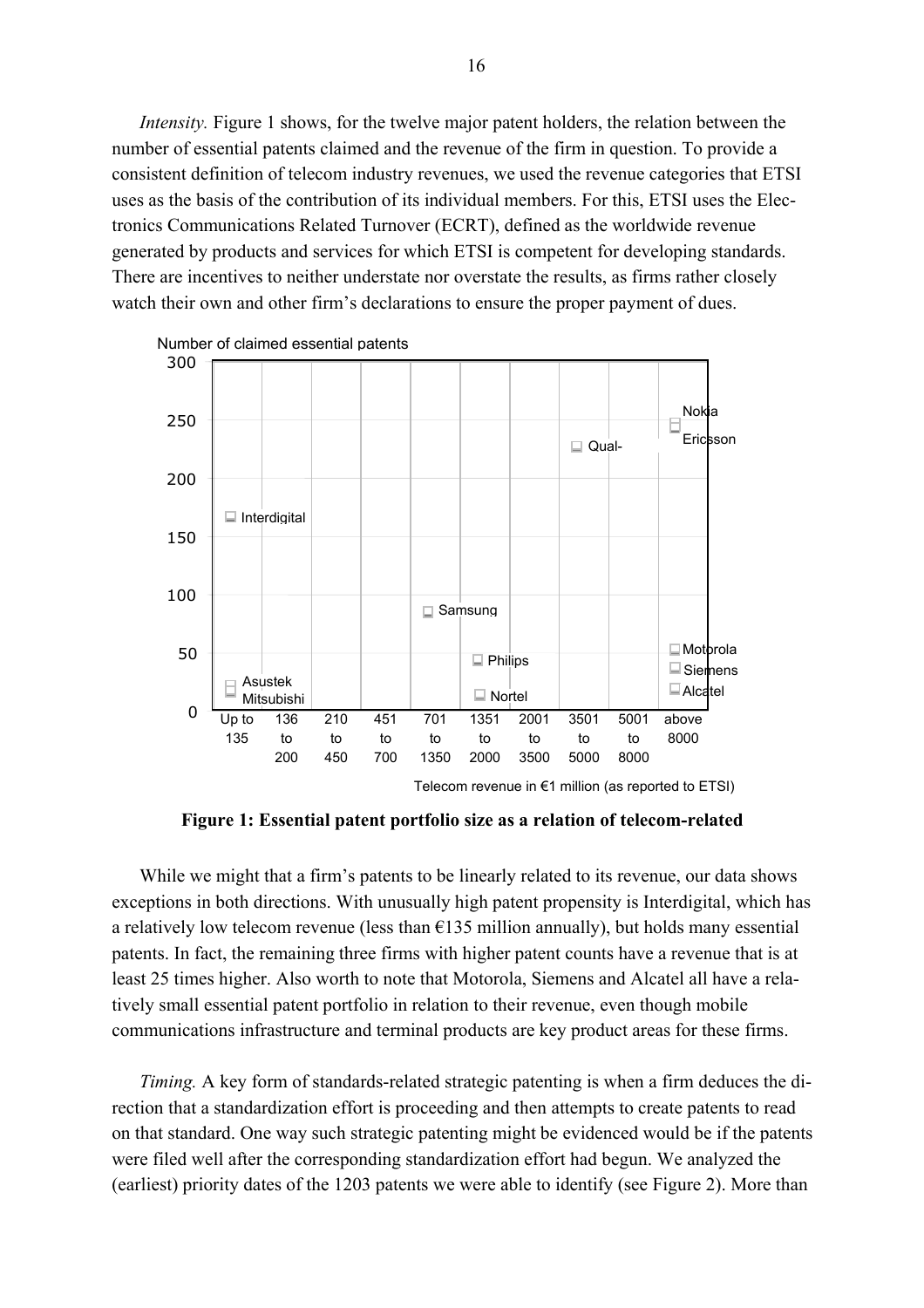*Intensity.* Figure 1 shows, for the twelve major patent holders, the relation between the number of essential patents claimed and the revenue of the firm in question. To provide a consistent definition of telecom industry revenues, we used the revenue categories that ETSI uses as the basis of the contribution of its individual members. For this, ETSI uses the Electronics Communications Related Turnover (ECRT), defined as the worldwide revenue generated by products and services for which ETSI is competent for developing standards. There are incentives to neither understate nor overstate the results, as firms rather closely watch their own and other firm's declarations to ensure the proper payment of dues.

Number of claimed essential patents

| Telecom revenue in €1 million (as reported to ETSI) | Firm(s) (approx. number of claimed essential patents) |
|---|---|
| Up to 135 | Interdigital (~155); Asustek, Mitsubishi (~20) |
| 136 to 200 | |
| 210 to 450 | |
| 451 to 700 | |
| 701 to 1350 | Samsung (~85) |
| 1351 to 2000 | Philips (~45); Nortel (~15) |
| 2001 to 3500 | |
| 3501 to 5000 | Qual- (~230) |
| 5001 to 8000 | |
| above 8000 | Nokia, Ericsson (~245); Motorola (~50); Siemens (~35); Alcatel (~20) |

**Figure 1: Essential patent portfolio size as a relation of telecom-related**

While we might that a firm's patents to be linearly related to its revenue, our data shows exceptions in both directions. With unusually high patent propensity is Interdigital, which has a relatively low telecom revenue (less than €135 million annually), but holds many essential patents. In fact, the remaining three firms with higher patent counts have a revenue that is at least 25 times higher. Also worth to note that Motorola, Siemens and Alcatel all have a relatively small essential patent portfolio in relation to their revenue, even though mobile communications infrastructure and terminal products are key product areas for these firms.

*Timing.* A key form of standards-related strategic patenting is when a firm deduces the direction that a standardization effort is proceeding and then attempts to create patents to read on that standard. One way such strategic patenting might be evidenced would be if the patents were filed well after the corresponding standardization effort had begun. We analyzed the (earliest) priority dates of the 1203 patents we were able to identify (see Figure 2). More than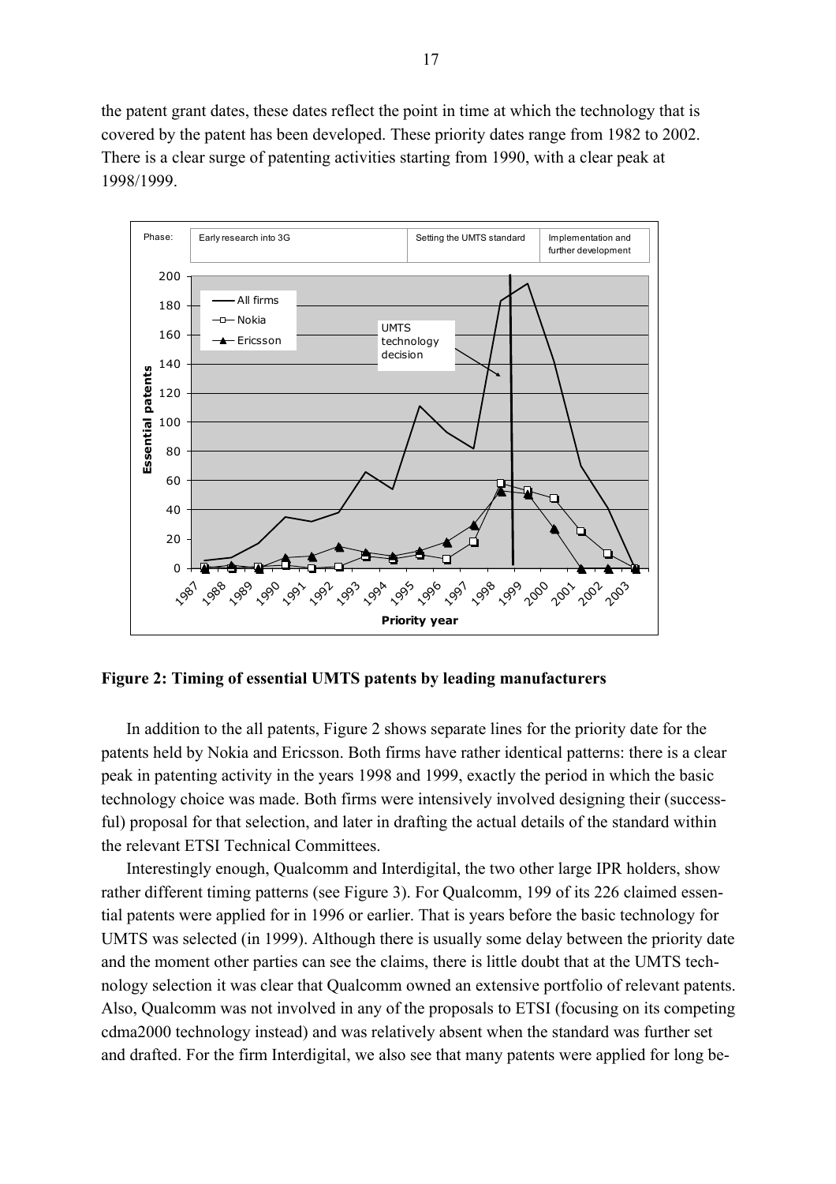the patent grant dates, these dates reflect the point in time at which the technology that is covered by the patent has been developed. These priority dates range from 1982 to 2002. There is a clear surge of patenting activities starting from 1990, with a clear peak at 1998/1999.

**Figure 2: Timing of essential UMTS patents by leading manufacturers**

In addition to the all patents, Figure 2 shows separate lines for the priority date for the patents held by Nokia and Ericsson. Both firms have rather identical patterns: there is a clear peak in patenting activity in the years 1998 and 1999, exactly the period in which the basic technology choice was made. Both firms were intensively involved designing their (successful) proposal for that selection, and later in drafting the actual details of the standard within the relevant ETSI Technical Committees.

Interestingly enough, Qualcomm and Interdigital, the two other large IPR holders, show rather different timing patterns (see Figure 3). For Qualcomm, 199 of its 226 claimed essential patents were applied for in 1996 or earlier. That is years before the basic technology for UMTS was selected (in 1999). Although there is usually some delay between the priority date and the moment other parties can see the claims, there is little doubt that at the UMTS technology selection it was clear that Qualcomm owned an extensive portfolio of relevant patents. Also, Qualcomm was not involved in any of the proposals to ETSI (focusing on its competing cdma2000 technology instead) and was relatively absent when the standard was further set and drafted. For the firm Interdigital, we also see that many patents were applied for long be-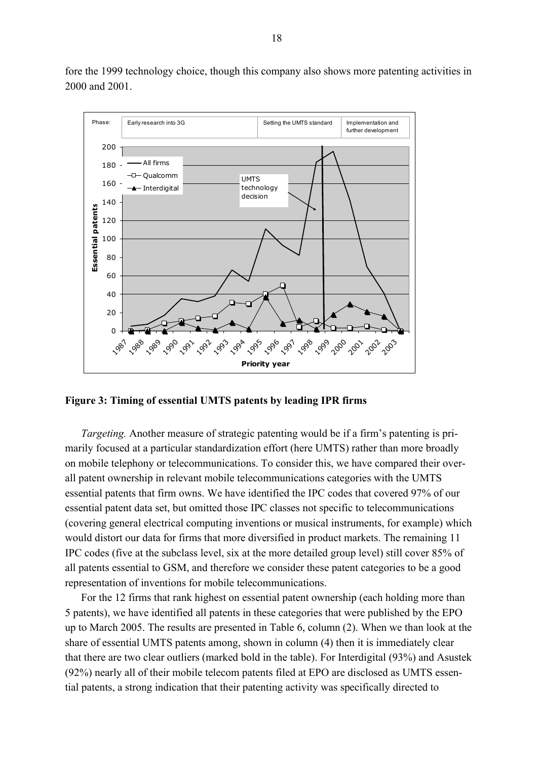fore the 1999 technology choice, though this company also shows more patenting activities in 2000 and 2001.

**Figure 3: Timing of essential UMTS patents by leading IPR firms**

*Targeting.* Another measure of strategic patenting would be if a firm's patenting is primarily focused at a particular standardization effort (here UMTS) rather than more broadly on mobile telephony or telecommunications. To consider this, we have compared their overall patent ownership in relevant mobile telecommunications categories with the UMTS essential patents that firm owns. We have identified the IPC codes that covered 97% of our essential patent data set, but omitted those IPC classes not specific to telecommunications (covering general electrical computing inventions or musical instruments, for example) which would distort our data for firms that more diversified in product markets. The remaining 11 IPC codes (five at the subclass level, six at the more detailed group level) still cover 85% of all patents essential to GSM, and therefore we consider these patent categories to be a good representation of inventions for mobile telecommunications.

For the 12 firms that rank highest on essential patent ownership (each holding more than 5 patents), we have identified all patents in these categories that were published by the EPO up to March 2005. The results are presented in Table 6, column (2). When we than look at the share of essential UMTS patents among, shown in column (4) then it is immediately clear that there are two clear outliers (marked bold in the table). For Interdigital (93%) and Asustek (92%) nearly all of their mobile telecom patents filed at EPO are disclosed as UMTS essential patents, a strong indication that their patenting activity was specifically directed to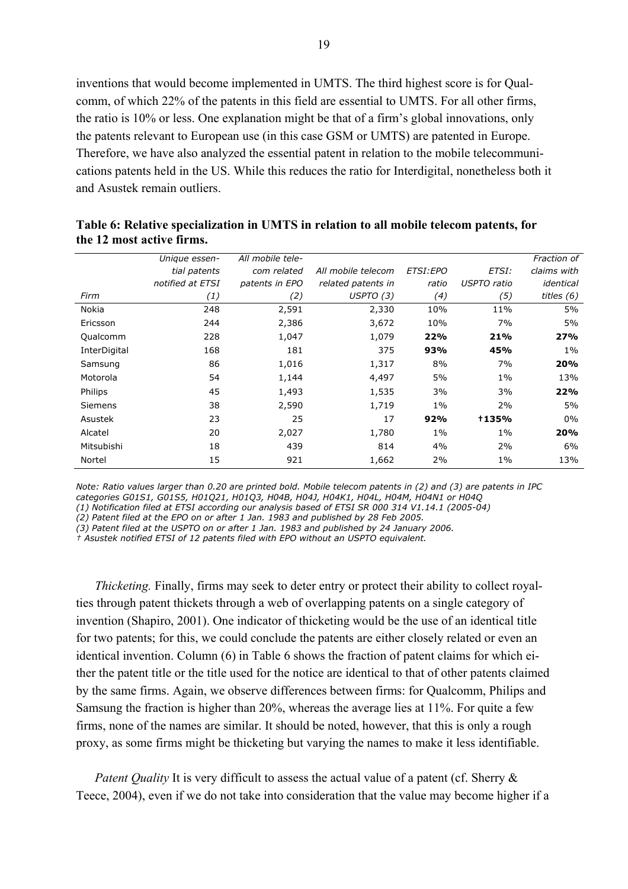inventions that would become implemented in UMTS. The third highest score is for Qualcomm, of which 22% of the patents in this field are essential to UMTS. For all other firms, the ratio is 10% or less. One explanation might be that of a firm's global innovations, only the patents relevant to European use (in this case GSM or UMTS) are patented in Europe. Therefore, we have also analyzed the essential patent in relation to the mobile telecommunications patents held in the US. While this reduces the ratio for Interdigital, nonetheless both it and Asustek remain outliers.

**Table 6: Relative specialization in UMTS in relation to all mobile telecom patents, for the 12 most active firms.**

| *Firm* | *Unique essential patents notified at ETSI (1)* | *All mobile telecom related patents in EPO (2)* | *All mobile telecom related patents in USPTO (3)* | *ETSI:EPO ratio (4)* | *ETSI: USPTO ratio (5)* | *Fraction of claims with identical titles (6)* |
|---|---|---|---|---|---|---|
| Nokia | 248 | 2,591 | 2,330 | 10% | 11% | 5% |
| Ericsson | 244 | 2,386 | 3,672 | 10% | 7% | 5% |
| Qualcomm | 228 | 1,047 | 1,079 | **22%** | **21%** | **27%** |
| InterDigital | 168 | 181 | 375 | **93%** | **45%** | 1% |
| Samsung | 86 | 1,016 | 1,317 | 8% | 7% | **20%** |
| Motorola | 54 | 1,144 | 4,497 | 5% | 1% | 13% |
| Philips | 45 | 1,493 | 1,535 | 3% | 3% | **22%** |
| Siemens | 38 | 2,590 | 1,719 | 1% | 2% | 5% |
| Asustek | 23 | 25 | 17 | **92%** | **†135%** | 0% |
| Alcatel | 20 | 2,027 | 1,780 | 1% | 1% | **20%** |
| Mitsubishi | 18 | 439 | 814 | 4% | 2% | 6% |
| Nortel | 15 | 921 | 1,662 | 2% | 1% | 13% |

*Note: Ratio values larger than 0.20 are printed bold. Mobile telecom patents in (2) and (3) are patents in IPC categories G01S1, G01S5, H01Q21, H01Q3, H04B, H04J, H04K1, H04L, H04M, H04N1 or H04Q*
*(1) Notification filed at ETSI according our analysis based of ETSI SR 000 314 V1.14.1 (2005-04)*
*(2) Patent filed at the EPO on or after 1 Jan. 1983 and published by 28 Feb 2005.*
*(3) Patent filed at the USPTO on or after 1 Jan. 1983 and published by 24 January 2006.*
*† Asustek notified ETSI of 12 patents filed with EPO without an USPTO equivalent.*

*Thicketing.* Finally, firms may seek to deter entry or protect their ability to collect royalties through patent thickets through a web of overlapping patents on a single category of invention (Shapiro, 2001). One indicator of thicketing would be the use of an identical title for two patents; for this, we could conclude the patents are either closely related or even an identical invention. Column (6) in Table 6 shows the fraction of patent claims for which either the patent title or the title used for the notice are identical to that of other patents claimed by the same firms. Again, we observe differences between firms: for Qualcomm, Philips and Samsung the fraction is higher than 20%, whereas the average lies at 11%. For quite a few firms, none of the names are similar. It should be noted, however, that this is only a rough proxy, as some firms might be thicketing but varying the names to make it less identifiable.

*Patent Quality* It is very difficult to assess the actual value of a patent (cf. Sherry & Teece, 2004), even if we do not take into consideration that the value may become higher if a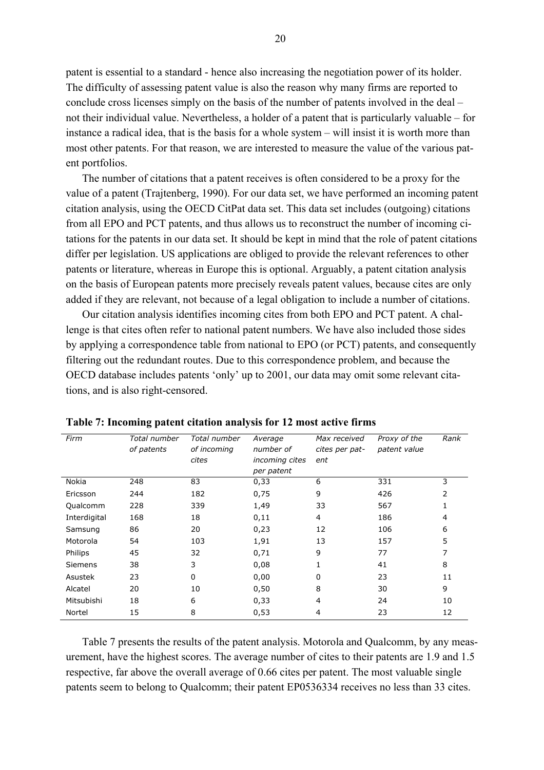patent is essential to a standard - hence also increasing the negotiation power of its holder. The difficulty of assessing patent value is also the reason why many firms are reported to conclude cross licenses simply on the basis of the number of patents involved in the deal – not their individual value. Nevertheless, a holder of a patent that is particularly valuable – for instance a radical idea, that is the basis for a whole system – will insist it is worth more than most other patents. For that reason, we are interested to measure the value of the various patent portfolios.

The number of citations that a patent receives is often considered to be a proxy for the value of a patent (Trajtenberg, 1990). For our data set, we have performed an incoming patent citation analysis, using the OECD CitPat data set. This data set includes (outgoing) citations from all EPO and PCT patents, and thus allows us to reconstruct the number of incoming citations for the patents in our data set. It should be kept in mind that the role of patent citations differ per legislation. US applications are obliged to provide the relevant references to other patents or literature, whereas in Europe this is optional. Arguably, a patent citation analysis on the basis of European patents more precisely reveals patent values, because cites are only added if they are relevant, not because of a legal obligation to include a number of citations.

Our citation analysis identifies incoming cites from both EPO and PCT patent. A challenge is that cites often refer to national patent numbers. We have also included those sides by applying a correspondence table from national to EPO (or PCT) patents, and consequently filtering out the redundant routes. Due to this correspondence problem, and because the OECD database includes patents 'only' up to 2001, our data may omit some relevant citations, and is also right-censored.

**Table 7: Incoming patent citation analysis for 12 most active firms**

| *Firm* | *Total number of patents* | *Total number of incoming cites* | *Average number of incoming cites per patent* | *Max received cites per patent* | *Proxy of the patent value* | *Rank* |
|---|---|---|---|---|---|---|
| Nokia | 248 | 83 | 0,33 | 6 | 331 | 3 |
| Ericsson | 244 | 182 | 0,75 | 9 | 426 | 2 |
| Qualcomm | 228 | 339 | 1,49 | 33 | 567 | 1 |
| Interdigital | 168 | 18 | 0,11 | 4 | 186 | 4 |
| Samsung | 86 | 20 | 0,23 | 12 | 106 | 6 |
| Motorola | 54 | 103 | 1,91 | 13 | 157 | 5 |
| Philips | 45 | 32 | 0,71 | 9 | 77 | 7 |
| Siemens | 38 | 3 | 0,08 | 1 | 41 | 8 |
| Asustek | 23 | 0 | 0,00 | 0 | 23 | 11 |
| Alcatel | 20 | 10 | 0,50 | 8 | 30 | 9 |
| Mitsubishi | 18 | 6 | 0,33 | 4 | 24 | 10 |
| Nortel | 15 | 8 | 0,53 | 4 | 23 | 12 |

Table 7 presents the results of the patent analysis. Motorola and Qualcomm, by any measurement, have the highest scores. The average number of cites to their patents are 1.9 and 1.5 respective, far above the overall average of 0.66 cites per patent. The most valuable single patents seem to belong to Qualcomm; their patent EP0536334 receives no less than 33 cites.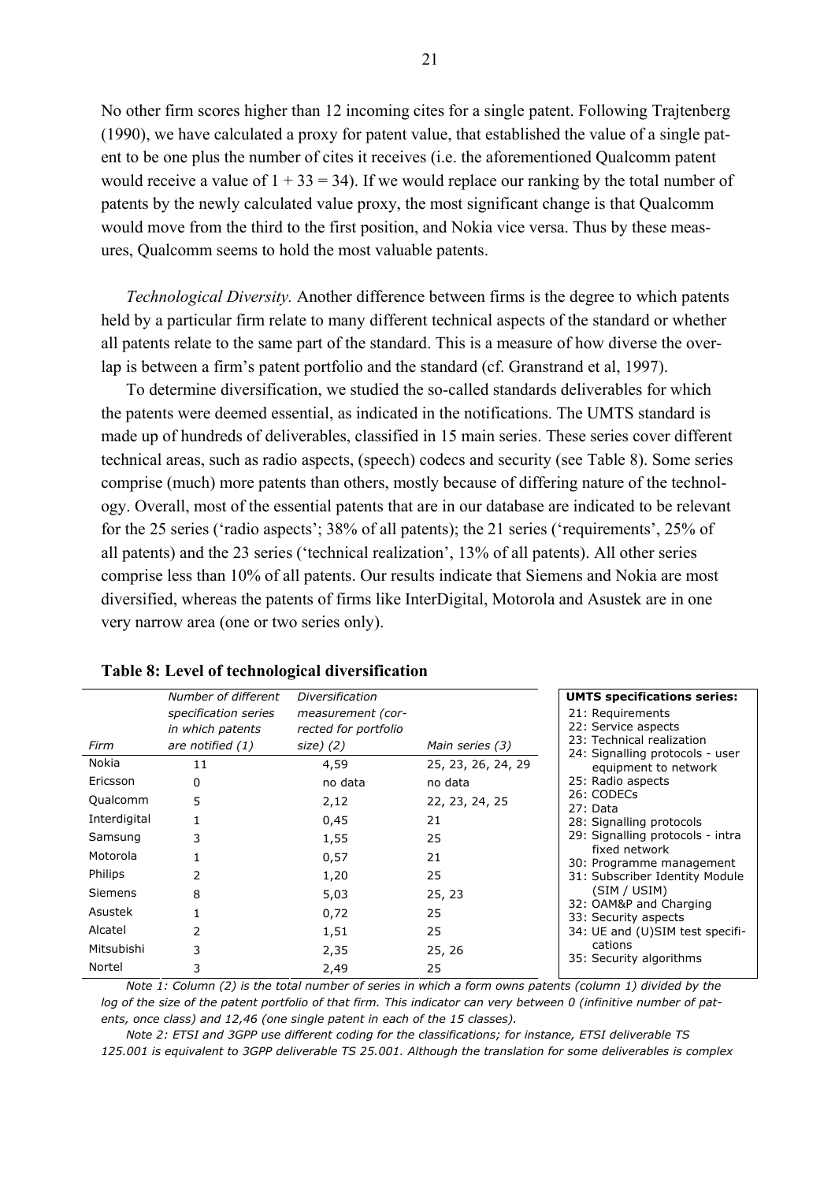No other firm scores higher than 12 incoming cites for a single patent. Following Trajtenberg (1990), we have calculated a proxy for patent value, that established the value of a single patent to be one plus the number of cites it receives (i.e. the aforementioned Qualcomm patent would receive a value of 1 + 33 = 34). If we would replace our ranking by the total number of patents by the newly calculated value proxy, the most significant change is that Qualcomm would move from the third to the first position, and Nokia vice versa. Thus by these measures, Qualcomm seems to hold the most valuable patents.

*Technological Diversity.* Another difference between firms is the degree to which patents held by a particular firm relate to many different technical aspects of the standard or whether all patents relate to the same part of the standard. This is a measure of how diverse the overlap is between a firm's patent portfolio and the standard (cf. Granstrand et al, 1997).

To determine diversification, we studied the so-called standards deliverables for which the patents were deemed essential, as indicated in the notifications. The UMTS standard is made up of hundreds of deliverables, classified in 15 main series. These series cover different technical areas, such as radio aspects, (speech) codecs and security (see Table 8). Some series comprise (much) more patents than others, mostly because of differing nature of the technology. Overall, most of the essential patents that are in our database are indicated to be relevant for the 25 series ('radio aspects'; 38% of all patents); the 21 series ('requirements', 25% of all patents) and the 23 series ('technical realization', 13% of all patents). All other series comprise less than 10% of all patents. Our results indicate that Siemens and Nokia are most diversified, whereas the patents of firms like InterDigital, Motorola and Asustek are in one very narrow area (one or two series only).

**Table 8: Level of technological diversification**

| *Firm* | *Number of different specification series in which patents are notified (1)* | *Diversification measurement (corrected for portfolio size) (2)* | *Main series (3)* |
|---|---|---|---|
| Nokia | 11 | 4,59 | 25, 23, 26, 24, 29 |
| Ericsson | 0 | no data | no data |
| Qualcomm | 5 | 2,12 | 22, 23, 24, 25 |
| Interdigital | 1 | 0,45 | 21 |
| Samsung | 3 | 1,55 | 25 |
| Motorola | 1 | 0,57 | 21 |
| Philips | 2 | 1,20 | 25 |
| Siemens | 8 | 5,03 | 25, 23 |
| Asustek | 1 | 0,72 | 25 |
| Alcatel | 2 | 1,51 | 25 |
| Mitsubishi | 3 | 2,35 | 25, 26 |
| Nortel | 3 | 2,49 | 25 |

**UMTS specifications series:**

- 21: Requirements
- 22: Service aspects
- 23: Technical realization
- 24: Signalling protocols - user equipment to network
- 25: Radio aspects
- 26: CODECs
- 27: Data
- 28: Signalling protocols
- 29: Signalling protocols - intra fixed network
- 30: Programme management
- 31: Subscriber Identity Module (SIM / USIM)
- 32: OAM&P and Charging
- 33: Security aspects
- 34: UE and (U)SIM test specifications
- 35: Security algorithms

*Note 1: Column (2) is the total number of series in which a form owns patents (column 1) divided by the log of the size of the patent portfolio of that firm. This indicator can very between 0 (infinitive number of patents, once class) and 12,46 (one single patent in each of the 15 classes).*

*Note 2: ETSI and 3GPP use different coding for the classifications; for instance, ETSI deliverable TS 125.001 is equivalent to 3GPP deliverable TS 25.001. Although the translation for some deliverables is complex*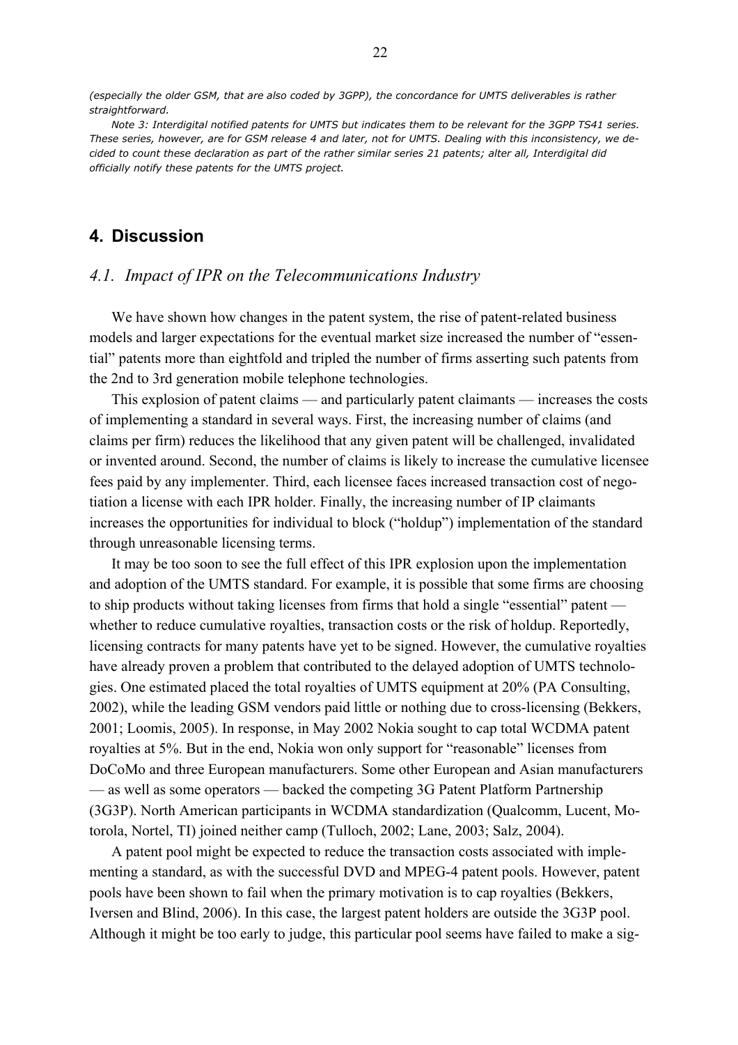*(especially the older GSM, that are also coded by 3GPP), the concordance for UMTS deliverables is rather straightforward.*

*Note 3: Interdigital notified patents for UMTS but indicates them to be relevant for the 3GPP TS41 series. These series, however, are for GSM release 4 and later, not for UMTS. Dealing with this inconsistency, we decided to count these declaration as part of the rather similar series 21 patents; alter all, Interdigital did officially notify these patents for the UMTS project.*

## 4. Discussion

### *4.1. Impact of IPR on the Telecommunications Industry*

We have shown how changes in the patent system, the rise of patent-related business models and larger expectations for the eventual market size increased the number of "essential" patents more than eightfold and tripled the number of firms asserting such patents from the 2nd to 3rd generation mobile telephone technologies.

This explosion of patent claims — and particularly patent claimants — increases the costs of implementing a standard in several ways. First, the increasing number of claims (and claims per firm) reduces the likelihood that any given patent will be challenged, invalidated or invented around. Second, the number of claims is likely to increase the cumulative licensee fees paid by any implementer. Third, each licensee faces increased transaction cost of negotiation a license with each IPR holder. Finally, the increasing number of IP claimants increases the opportunities for individual to block ("holdup") implementation of the standard through unreasonable licensing terms.

It may be too soon to see the full effect of this IPR explosion upon the implementation and adoption of the UMTS standard. For example, it is possible that some firms are choosing to ship products without taking licenses from firms that hold a single "essential" patent — whether to reduce cumulative royalties, transaction costs or the risk of holdup. Reportedly, licensing contracts for many patents have yet to be signed. However, the cumulative royalties have already proven a problem that contributed to the delayed adoption of UMTS technologies. One estimated placed the total royalties of UMTS equipment at 20% (PA Consulting, 2002), while the leading GSM vendors paid little or nothing due to cross-licensing (Bekkers, 2001; Loomis, 2005). In response, in May 2002 Nokia sought to cap total WCDMA patent royalties at 5%. But in the end, Nokia won only support for "reasonable" licenses from DoCoMo and three European manufacturers. Some other European and Asian manufacturers — as well as some operators — backed the competing 3G Patent Platform Partnership (3G3P). North American participants in WCDMA standardization (Qualcomm, Lucent, Motorola, Nortel, TI) joined neither camp (Tulloch, 2002; Lane, 2003; Salz, 2004).

A patent pool might be expected to reduce the transaction costs associated with implementing a standard, as with the successful DVD and MPEG-4 patent pools. However, patent pools have been shown to fail when the primary motivation is to cap royalties (Bekkers, Iversen and Blind, 2006). In this case, the largest patent holders are outside the 3G3P pool. Although it might be too early to judge, this particular pool seems have failed to make a sig-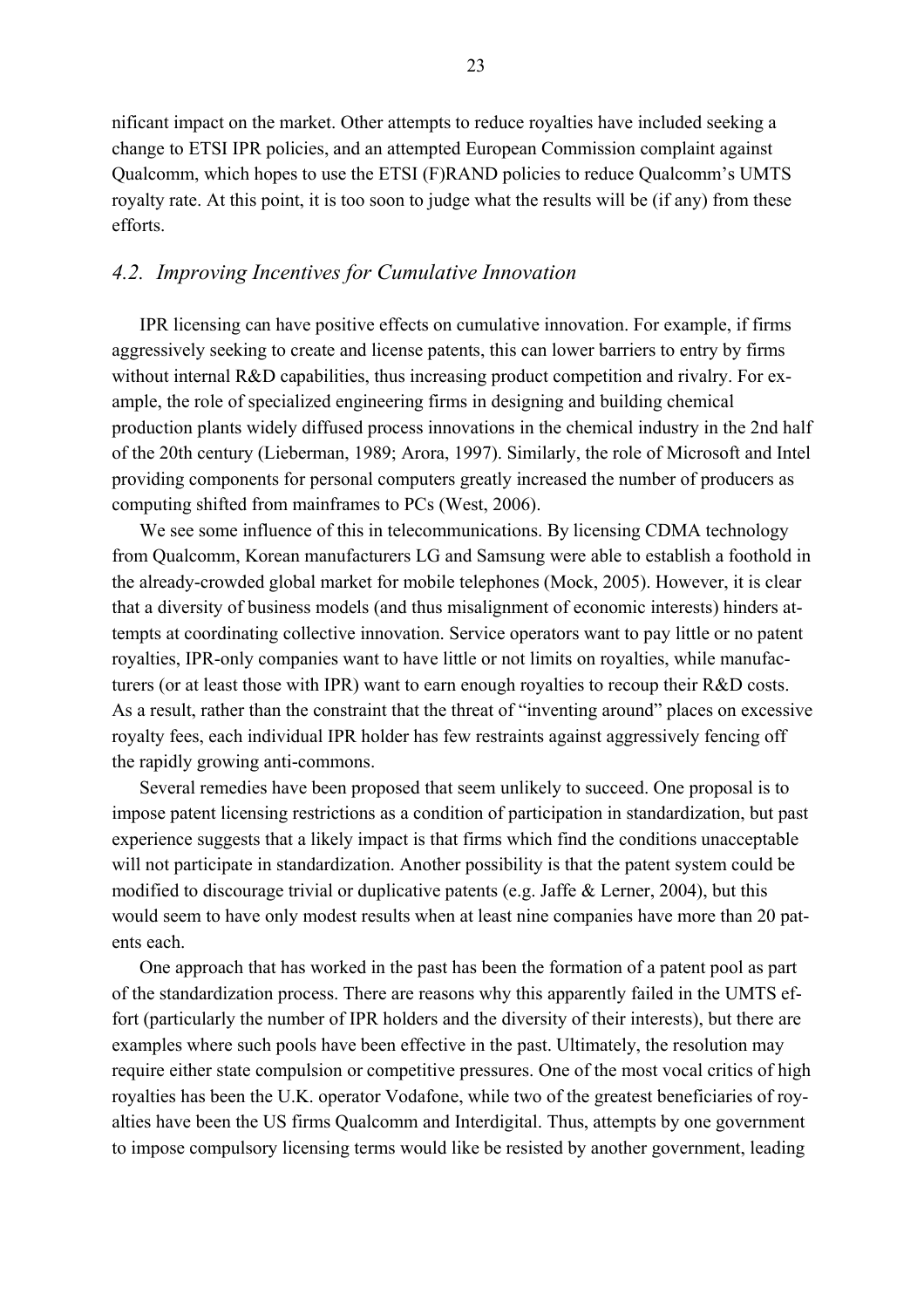nificant impact on the market. Other attempts to reduce royalties have included seeking a change to ETSI IPR policies, and an attempted European Commission complaint against Qualcomm, which hopes to use the ETSI (F)RAND policies to reduce Qualcomm's UMTS royalty rate. At this point, it is too soon to judge what the results will be (if any) from these efforts.

## *4.2. Improving Incentives for Cumulative Innovation*

IPR licensing can have positive effects on cumulative innovation. For example, if firms aggressively seeking to create and license patents, this can lower barriers to entry by firms without internal R&D capabilities, thus increasing product competition and rivalry. For example, the role of specialized engineering firms in designing and building chemical production plants widely diffused process innovations in the chemical industry in the 2nd half of the 20th century (Lieberman, 1989; Arora, 1997). Similarly, the role of Microsoft and Intel providing components for personal computers greatly increased the number of producers as computing shifted from mainframes to PCs (West, 2006).

We see some influence of this in telecommunications. By licensing CDMA technology from Qualcomm, Korean manufacturers LG and Samsung were able to establish a foothold in the already-crowded global market for mobile telephones (Mock, 2005). However, it is clear that a diversity of business models (and thus misalignment of economic interests) hinders attempts at coordinating collective innovation. Service operators want to pay little or no patent royalties, IPR-only companies want to have little or not limits on royalties, while manufacturers (or at least those with IPR) want to earn enough royalties to recoup their R&D costs. As a result, rather than the constraint that the threat of "inventing around" places on excessive royalty fees, each individual IPR holder has few restraints against aggressively fencing off the rapidly growing anti-commons.

Several remedies have been proposed that seem unlikely to succeed. One proposal is to impose patent licensing restrictions as a condition of participation in standardization, but past experience suggests that a likely impact is that firms which find the conditions unacceptable will not participate in standardization. Another possibility is that the patent system could be modified to discourage trivial or duplicative patents (e.g. Jaffe & Lerner, 2004), but this would seem to have only modest results when at least nine companies have more than 20 patents each.

One approach that has worked in the past has been the formation of a patent pool as part of the standardization process. There are reasons why this apparently failed in the UMTS effort (particularly the number of IPR holders and the diversity of their interests), but there are examples where such pools have been effective in the past. Ultimately, the resolution may require either state compulsion or competitive pressures. One of the most vocal critics of high royalties has been the U.K. operator Vodafone, while two of the greatest beneficiaries of royalties have been the US firms Qualcomm and Interdigital. Thus, attempts by one government to impose compulsory licensing terms would like be resisted by another government, leading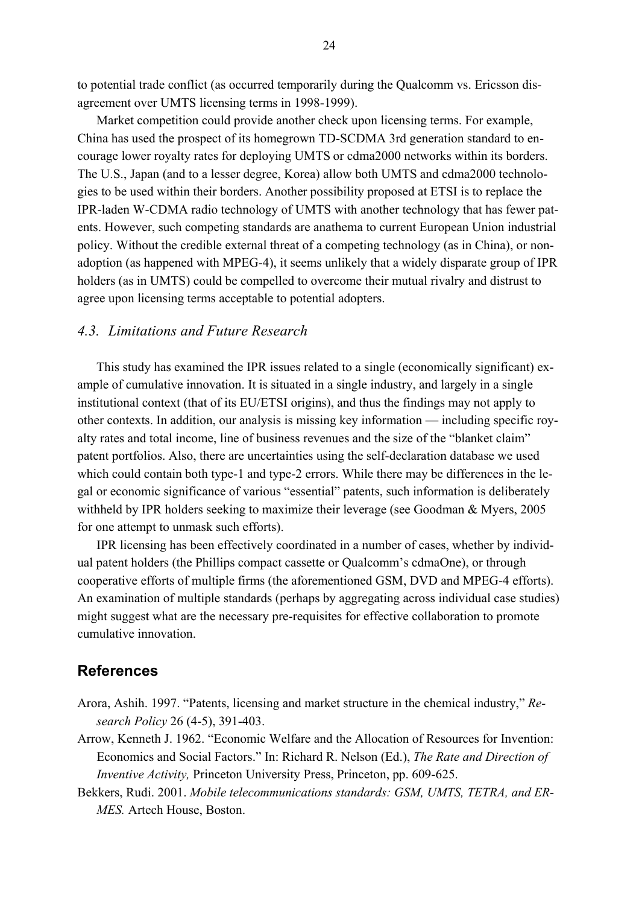to potential trade conflict (as occurred temporarily during the Qualcomm vs. Ericsson disagreement over UMTS licensing terms in 1998-1999).

Market competition could provide another check upon licensing terms. For example, China has used the prospect of its homegrown TD-SCDMA 3rd generation standard to encourage lower royalty rates for deploying UMTS or cdma2000 networks within its borders. The U.S., Japan (and to a lesser degree, Korea) allow both UMTS and cdma2000 technologies to be used within their borders. Another possibility proposed at ETSI is to replace the IPR-laden W-CDMA radio technology of UMTS with another technology that has fewer patents. However, such competing standards are anathema to current European Union industrial policy. Without the credible external threat of a competing technology (as in China), or non-adoption (as happened with MPEG-4), it seems unlikely that a widely disparate group of IPR holders (as in UMTS) could be compelled to overcome their mutual rivalry and distrust to agree upon licensing terms acceptable to potential adopters.

### *4.3. Limitations and Future Research*

This study has examined the IPR issues related to a single (economically significant) example of cumulative innovation. It is situated in a single industry, and largely in a single institutional context (that of its EU/ETSI origins), and thus the findings may not apply to other contexts. In addition, our analysis is missing key information — including specific royalty rates and total income, line of business revenues and the size of the "blanket claim" patent portfolios. Also, there are uncertainties using the self-declaration database we used which could contain both type-1 and type-2 errors. While there may be differences in the legal or economic significance of various "essential" patents, such information is deliberately withheld by IPR holders seeking to maximize their leverage (see Goodman & Myers, 2005 for one attempt to unmask such efforts).

IPR licensing has been effectively coordinated in a number of cases, whether by individual patent holders (the Phillips compact cassette or Qualcomm's cdmaOne), or through cooperative efforts of multiple firms (the aforementioned GSM, DVD and MPEG-4 efforts). An examination of multiple standards (perhaps by aggregating across individual case studies) might suggest what are the necessary pre-requisites for effective collaboration to promote cumulative innovation.

## References

Arora, Ashih. 1997. "Patents, licensing and market structure in the chemical industry," *Research Policy* 26 (4-5), 391-403.

Arrow, Kenneth J. 1962. "Economic Welfare and the Allocation of Resources for Invention: Economics and Social Factors." In: Richard R. Nelson (Ed.), *The Rate and Direction of Inventive Activity,* Princeton University Press, Princeton, pp. 609-625.

Bekkers, Rudi. 2001. *Mobile telecommunications standards: GSM, UMTS, TETRA, and ERMES.* Artech House, Boston.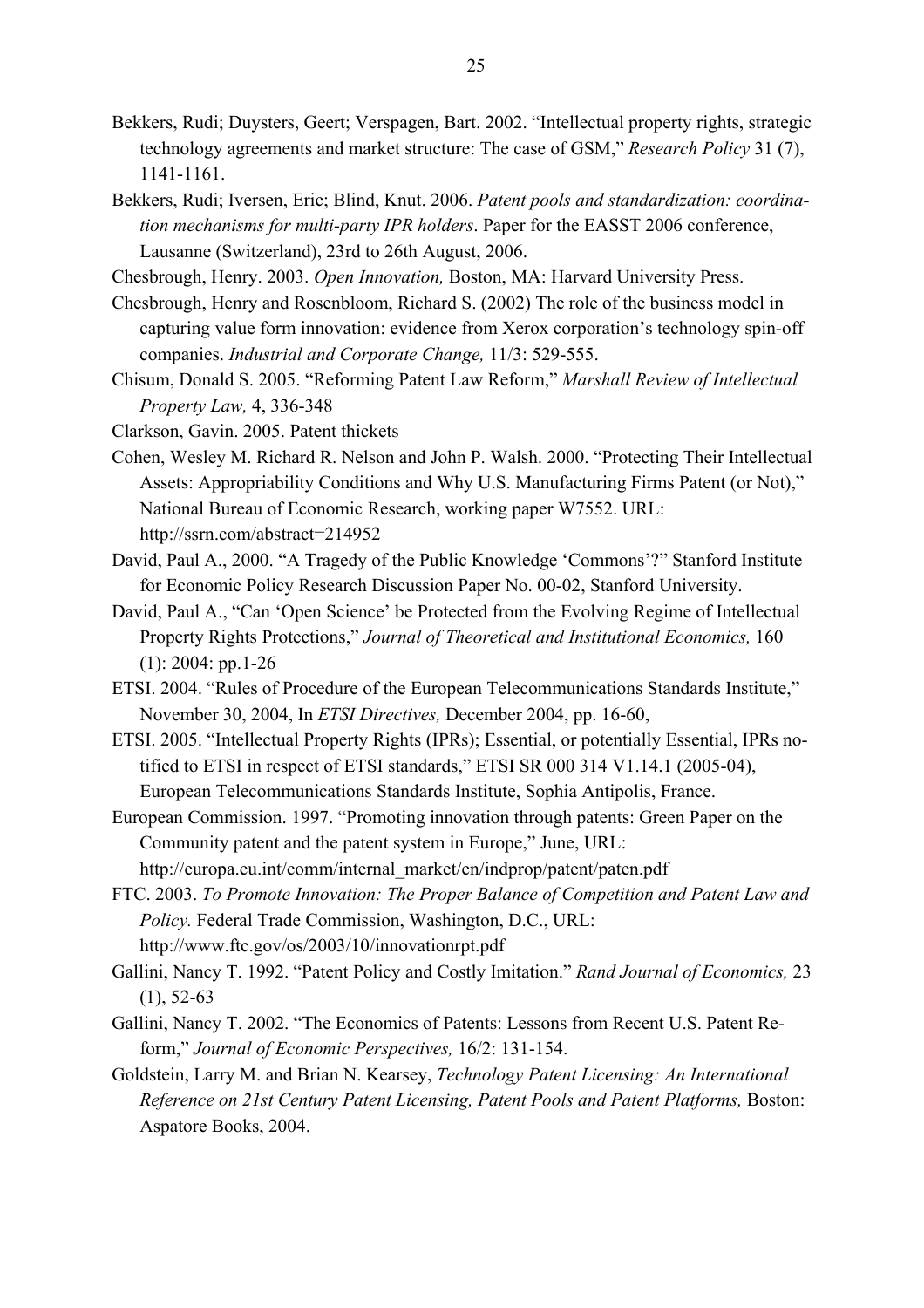Bekkers, Rudi; Duysters, Geert; Verspagen, Bart. 2002. “Intellectual property rights, strategic technology agreements and market structure: The case of GSM,” *Research Policy* 31 (7), 1141-1161.

Bekkers, Rudi; Iversen, Eric; Blind, Knut. 2006. *Patent pools and standardization: coordination mechanisms for multi-party IPR holders*. Paper for the EASST 2006 conference, Lausanne (Switzerland), 23rd to 26th August, 2006.

Chesbrough, Henry. 2003. *Open Innovation,* Boston, MA: Harvard University Press.

Chesbrough, Henry and Rosenbloom, Richard S. (2002) The role of the business model in capturing value form innovation: evidence from Xerox corporation’s technology spin-off companies. *Industrial and Corporate Change,* 11/3: 529-555.

Chisum, Donald S. 2005. “Reforming Patent Law Reform,” *Marshall Review of Intellectual Property Law,* 4, 336-348

Clarkson, Gavin. 2005. Patent thickets

Cohen, Wesley M. Richard R. Nelson and John P. Walsh. 2000. “Protecting Their Intellectual Assets: Appropriability Conditions and Why U.S. Manufacturing Firms Patent (or Not),” National Bureau of Economic Research, working paper W7552. URL: http://ssrn.com/abstract=214952

David, Paul A., 2000. “A Tragedy of the Public Knowledge ‘Commons’?” Stanford Institute for Economic Policy Research Discussion Paper No. 00-02, Stanford University.

David, Paul A., “Can ‘Open Science’ be Protected from the Evolving Regime of Intellectual Property Rights Protections,” *Journal of Theoretical and Institutional Economics,* 160 (1): 2004: pp.1-26

ETSI. 2004. “Rules of Procedure of the European Telecommunications Standards Institute,” November 30, 2004, In *ETSI Directives,* December 2004, pp. 16-60,

ETSI. 2005. “Intellectual Property Rights (IPRs); Essential, or potentially Essential, IPRs notified to ETSI in respect of ETSI standards,” ETSI SR 000 314 V1.14.1 (2005-04), European Telecommunications Standards Institute, Sophia Antipolis, France.

European Commission. 1997. “Promoting innovation through patents: Green Paper on the Community patent and the patent system in Europe,” June, URL: http://europa.eu.int/comm/internal_market/en/indprop/patent/paten.pdf

FTC. 2003. *To Promote Innovation: The Proper Balance of Competition and Patent Law and Policy.* Federal Trade Commission, Washington, D.C., URL: http://www.ftc.gov/os/2003/10/innovationrpt.pdf

Gallini, Nancy T. 1992. “Patent Policy and Costly Imitation.” *Rand Journal of Economics,* 23 (1), 52-63

Gallini, Nancy T. 2002. “The Economics of Patents: Lessons from Recent U.S. Patent Reform,” *Journal of Economic Perspectives,* 16/2: 131-154.

Goldstein, Larry M. and Brian N. Kearsey, *Technology Patent Licensing: An International Reference on 21st Century Patent Licensing, Patent Pools and Patent Platforms,* Boston: Aspatore Books, 2004.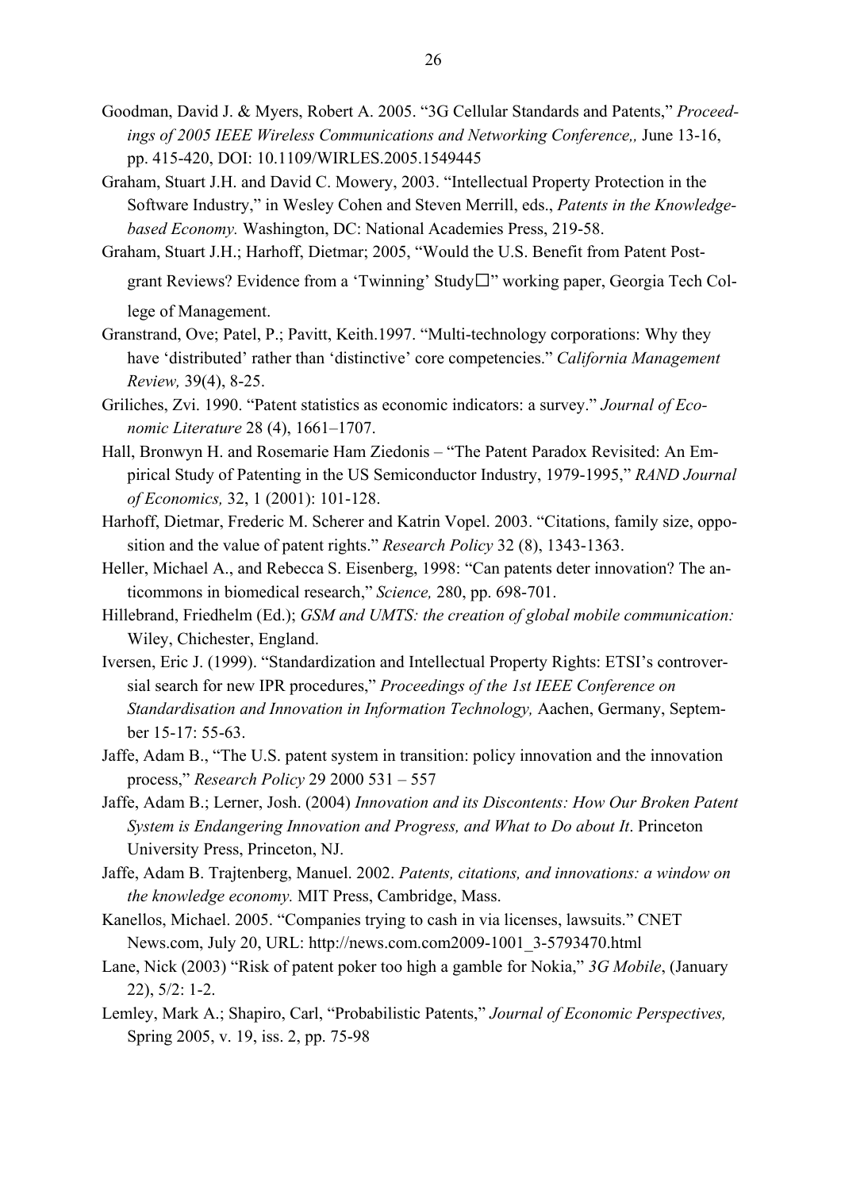Goodman, David J. & Myers, Robert A. 2005. "3G Cellular Standards and Patents," *Proceedings of 2005 IEEE Wireless Communications and Networking Conference,,* June 13-16, pp. 415-420, DOI: 10.1109/WIRLES.2005.1549445

Graham, Stuart J.H. and David C. Mowery, 2003. "Intellectual Property Protection in the Software Industry," in Wesley Cohen and Steven Merrill, eds., *Patents in the Knowledge-based Economy.* Washington, DC: National Academies Press, 219-58.

Graham, Stuart J.H.; Harhoff, Dietmar; 2005, "Would the U.S. Benefit from Patent Post-grant Reviews? Evidence from a 'Twinning' Study□" working paper, Georgia Tech College of Management.

Granstrand, Ove; Patel, P.; Pavitt, Keith.1997. "Multi-technology corporations: Why they have 'distributed' rather than 'distinctive' core competencies." *California Management Review,* 39(4), 8-25.

Griliches, Zvi. 1990. "Patent statistics as economic indicators: a survey." *Journal of Economic Literature* 28 (4), 1661–1707.

Hall, Bronwyn H. and Rosemarie Ham Ziedonis – "The Patent Paradox Revisited: An Empirical Study of Patenting in the US Semiconductor Industry, 1979-1995," *RAND Journal of Economics,* 32, 1 (2001): 101-128.

Harhoff, Dietmar, Frederic M. Scherer and Katrin Vopel. 2003. "Citations, family size, opposition and the value of patent rights." *Research Policy* 32 (8), 1343-1363.

Heller, Michael A., and Rebecca S. Eisenberg, 1998: "Can patents deter innovation? The anticommons in biomedical research," *Science,* 280, pp. 698-701.

Hillebrand, Friedhelm (Ed.); *GSM and UMTS: the creation of global mobile communication:* Wiley, Chichester, England.

Iversen, Eric J. (1999). "Standardization and Intellectual Property Rights: ETSI's controversial search for new IPR procedures," *Proceedings of the 1st IEEE Conference on Standardisation and Innovation in Information Technology,* Aachen, Germany, September 15-17: 55-63.

Jaffe, Adam B., "The U.S. patent system in transition: policy innovation and the innovation process," *Research Policy* 29 2000 531 – 557

Jaffe, Adam B.; Lerner, Josh. (2004) *Innovation and its Discontents: How Our Broken Patent System is Endangering Innovation and Progress, and What to Do about It*. Princeton University Press, Princeton, NJ.

Jaffe, Adam B. Trajtenberg, Manuel. 2002. *Patents, citations, and innovations: a window on the knowledge economy.* MIT Press, Cambridge, Mass.

Kanellos, Michael. 2005. "Companies trying to cash in via licenses, lawsuits." CNET News.com, July 20, URL: http://news.com.com2009-1001_3-5793470.html

Lane, Nick (2003) "Risk of patent poker too high a gamble for Nokia," *3G Mobile*, (January 22), 5/2: 1-2.

Lemley, Mark A.; Shapiro, Carl, "Probabilistic Patents," *Journal of Economic Perspectives,* Spring 2005, v. 19, iss. 2, pp. 75-98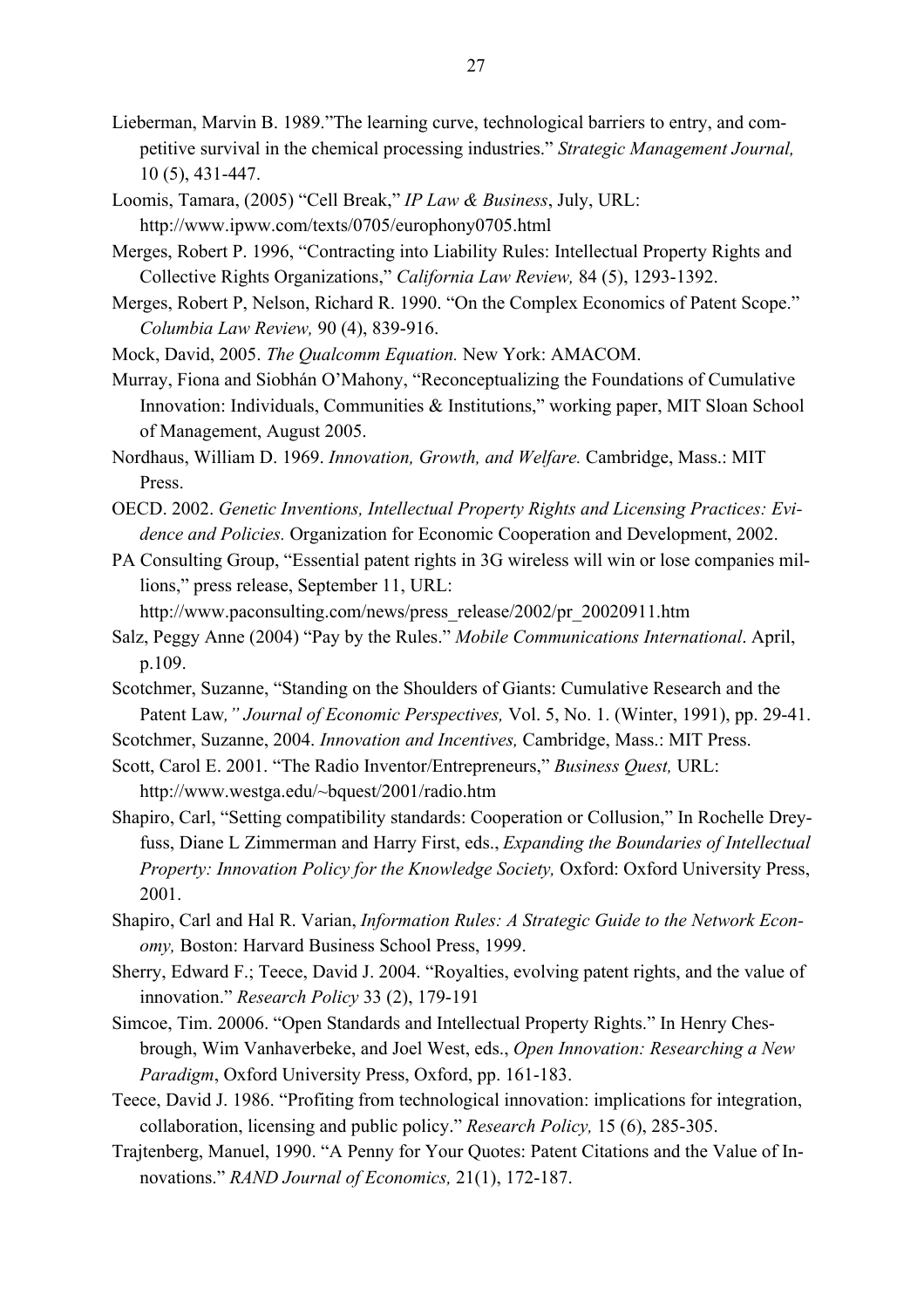Lieberman, Marvin B. 1989."The learning curve, technological barriers to entry, and competitive survival in the chemical processing industries." *Strategic Management Journal,* 10 (5), 431-447.

Loomis, Tamara, (2005) "Cell Break," *IP Law & Business*, July, URL: http://www.ipww.com/texts/0705/europhony0705.html

Merges, Robert P. 1996, "Contracting into Liability Rules: Intellectual Property Rights and Collective Rights Organizations," *California Law Review,* 84 (5), 1293-1392.

Merges, Robert P, Nelson, Richard R. 1990. "On the Complex Economics of Patent Scope." *Columbia Law Review,* 90 (4), 839-916.

Mock, David, 2005. *The Qualcomm Equation.* New York: AMACOM.

Murray, Fiona and Siobhán O'Mahony, "Reconceptualizing the Foundations of Cumulative Innovation: Individuals, Communities & Institutions," working paper, MIT Sloan School of Management, August 2005.

Nordhaus, William D. 1969. *Innovation, Growth, and Welfare.* Cambridge, Mass.: MIT Press.

OECD. 2002. *Genetic Inventions, Intellectual Property Rights and Licensing Practices: Evidence and Policies.* Organization for Economic Cooperation and Development, 2002.

PA Consulting Group, "Essential patent rights in 3G wireless will win or lose companies millions," press release, September 11, URL: http://www.paconsulting.com/news/press_release/2002/pr_20020911.htm

Salz, Peggy Anne (2004) "Pay by the Rules." *Mobile Communications International*. April, p.109.

Scotchmer, Suzanne, "Standing on the Shoulders of Giants: Cumulative Research and the Patent Law*," Journal of Economic Perspectives,* Vol. 5, No. 1. (Winter, 1991), pp. 29-41.

Scotchmer, Suzanne, 2004. *Innovation and Incentives,* Cambridge, Mass.: MIT Press.

Scott, Carol E. 2001. "The Radio Inventor/Entrepreneurs," *Business Quest,* URL: http://www.westga.edu/~bquest/2001/radio.htm

Shapiro, Carl, "Setting compatibility standards: Cooperation or Collusion," In Rochelle Dreyfuss, Diane L Zimmerman and Harry First, eds., *Expanding the Boundaries of Intellectual Property: Innovation Policy for the Knowledge Society,* Oxford: Oxford University Press, 2001.

Shapiro, Carl and Hal R. Varian, *Information Rules: A Strategic Guide to the Network Economy,* Boston: Harvard Business School Press, 1999.

Sherry, Edward F.; Teece, David J. 2004. "Royalties, evolving patent rights, and the value of innovation." *Research Policy* 33 (2), 179-191

Simcoe, Tim. 20006. "Open Standards and Intellectual Property Rights." In Henry Chesbrough, Wim Vanhaverbeke, and Joel West, eds., *Open Innovation: Researching a New Paradigm*, Oxford University Press, Oxford, pp. 161-183.

Teece, David J. 1986. "Profiting from technological innovation: implications for integration, collaboration, licensing and public policy." *Research Policy,* 15 (6), 285-305.

Trajtenberg, Manuel, 1990. "A Penny for Your Quotes: Patent Citations and the Value of Innovations." *RAND Journal of Economics,* 21(1), 172-187.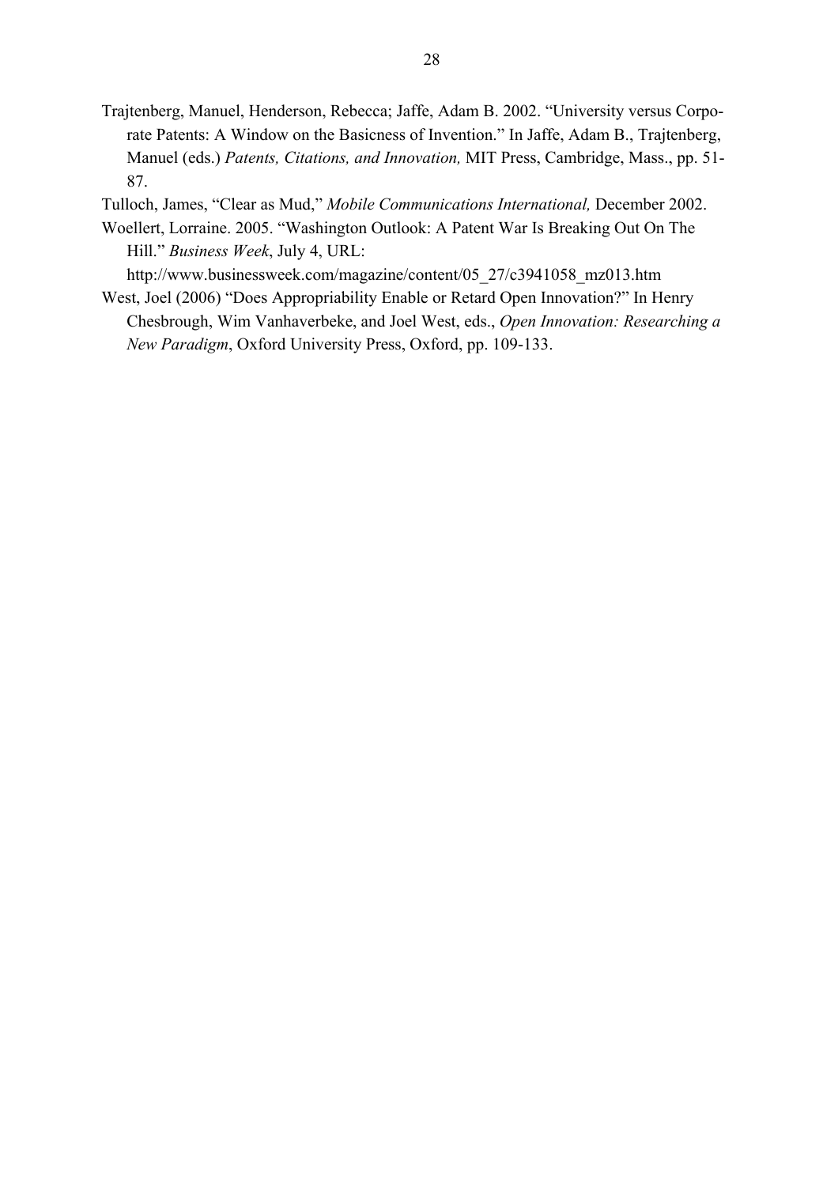Trajtenberg, Manuel, Henderson, Rebecca; Jaffe, Adam B. 2002. "University versus Corporate Patents: A Window on the Basicness of Invention." In Jaffe, Adam B., Trajtenberg, Manuel (eds.) *Patents, Citations, and Innovation,* MIT Press, Cambridge, Mass., pp. 51-87.

Tulloch, James, "Clear as Mud," *Mobile Communications International,* December 2002.

Woellert, Lorraine. 2005. "Washington Outlook: A Patent War Is Breaking Out On The Hill." *Business Week*, July 4, URL: http://www.businessweek.com/magazine/content/05_27/c3941058_mz013.htm

West, Joel (2006) "Does Appropriability Enable or Retard Open Innovation?" In Henry Chesbrough, Wim Vanhaverbeke, and Joel West, eds., *Open Innovation: Researching a New Paradigm*, Oxford University Press, Oxford, pp. 109-133.